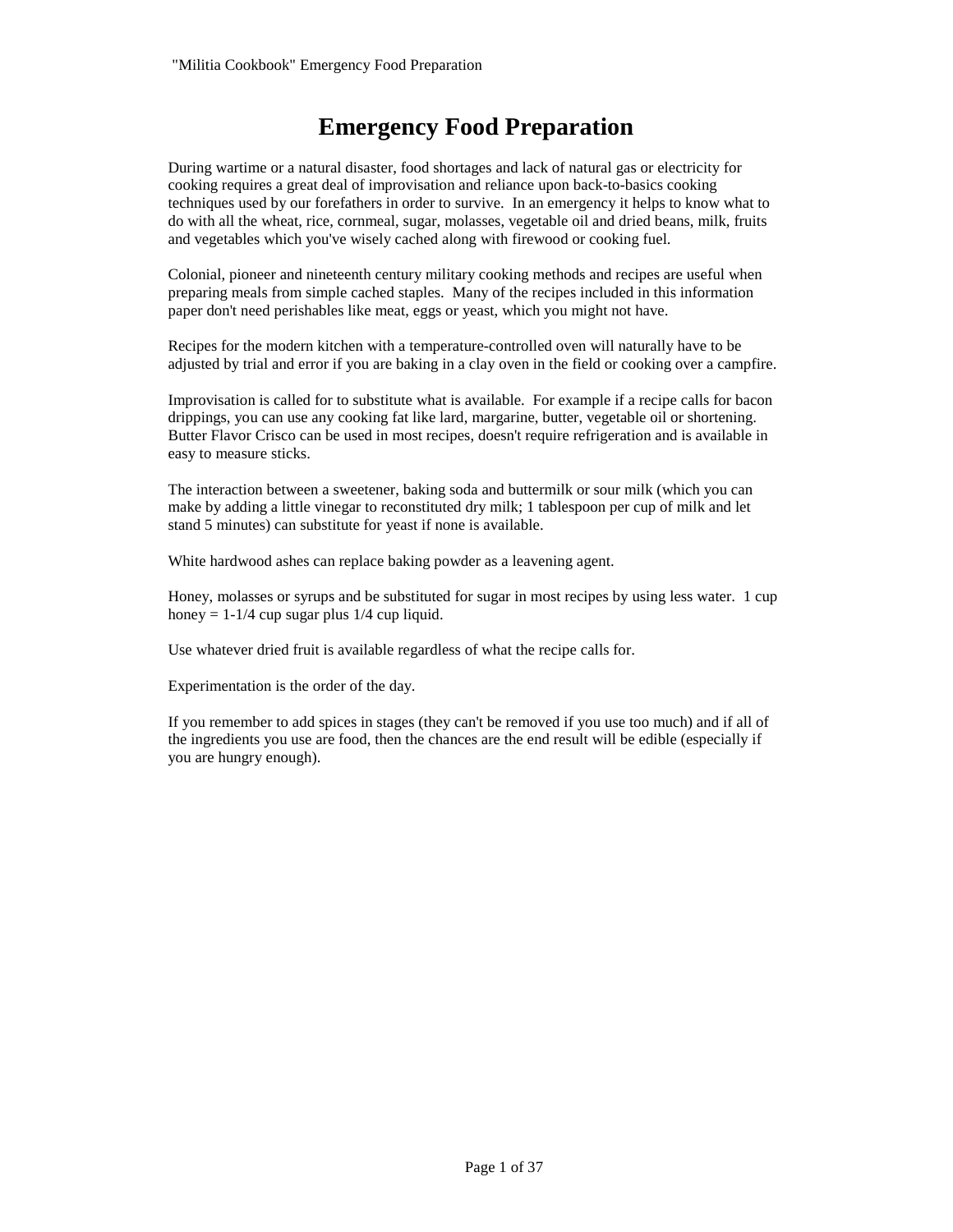# Emergency Food Preparation

During wartime or a natural disaster, food shortages and lack of natural gas or electricity for cooking requires a great deal of improvisation and reliance upon back-to-basics cooking techniques used by our forefathers in order to survive. In an emergency it helps to know what to do with all the wheat, rice, cornmeal, sugar, molasses, vegetable oil and dried beans, milk, fruits and vegetables which you've wisely cached along with firewood or cooking fuel.

Colonial, pioneer and nineteenth century military cooking methods and recipes are useful when preparing meals from simple cached staples. Many of the recipes included in this information paper don't need perishables like meat, eggs or yeast, which you might not have.

Recipes for the modern kitchen with a temperature-controlled oven will naturally have to be adjusted by trial and error if you are baking in a clay oven in the field or cooking over a campfire.

Improvisation is called for to substitute what is available. For example if a recipe calls for bacon drippings, you can use any cooking fat like lard, margarine, butter, vegetable oil or shortening. Butter Flavor Crisco can be used in most recipes, doesn't require refrigeration and is available in easy to measure sticks.

The interaction between a sweetener, baking soda and buttermilk or sour milk (which you can make by adding a little vinegar to reconstituted dry milk; 1 tablespoon per cup of milk and let stand 5 minutes) can substitute for yeast if none is available.

White hardwood ashes can replace baking powder as a leavening agent.

Honey, molasses or syrups and be substituted for sugar in most recipes by using less water. 1 cup honey = 1-1/4 cup sugar plus 1/4 cup liquid.

Use whatever dried fruit is available regardless of what the recipe calls for.

Experimentation is the order of the day.

If you remember to add spices in stages (they can't be removed if you use too much) and if all of the ingredients you use are food, then the chances are the end result will be edible (especially if you are hungry enough).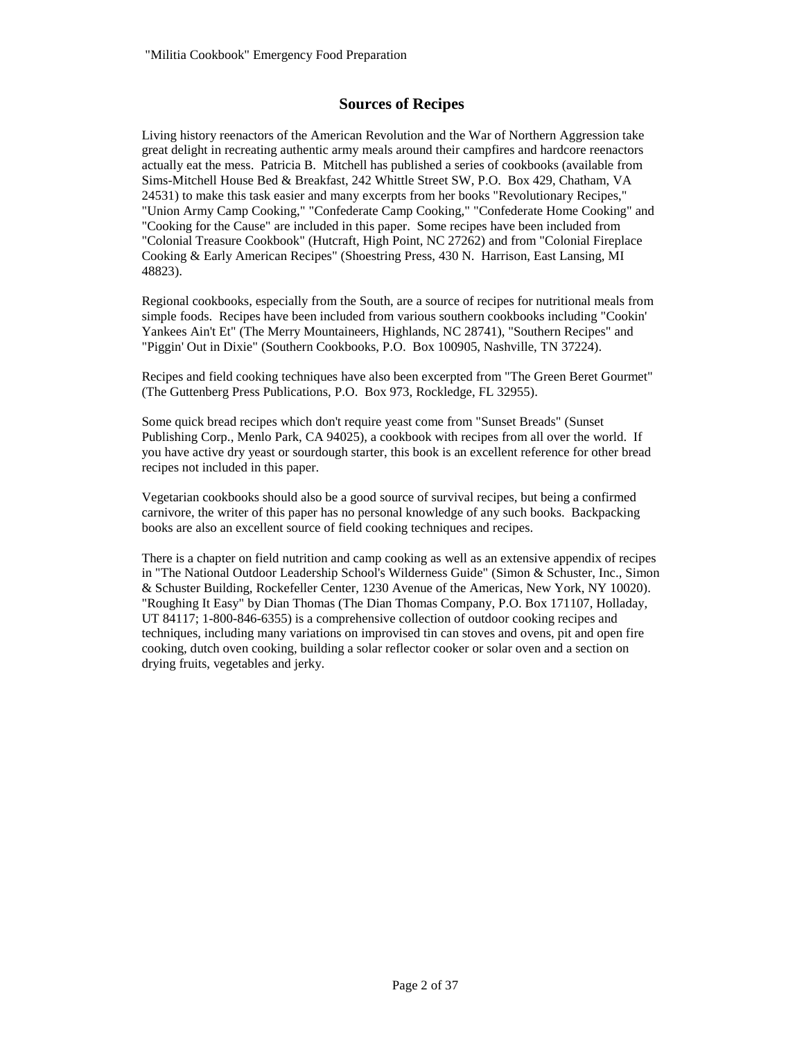## Sources of Recipes

Living history reenactors of the American Revolution and the War of Northern Aggression take great delight in recreating authentic army meals around their campfires and hardcore reenactors actually eat the mess. Patricia B. Mitchell has published a series of cookbooks (available from Sims-Mitchell House Bed & Breakfast, 242 Whittle Street SW, P.O. Box 429, Chatham, VA 24531) to make this task easier and many excerpts from her books "Revolutionary Recipes," "Union Army Camp Cooking," "Confederate Camp Cooking," "Confederate Home Cooking" and "Cooking for the Cause" are included in this paper. Some recipes have been included from "Colonial Treasure Cookbook" (Hutcraft, High Point, NC 27262) and from "Colonial Fireplace Cooking & Early American Recipes" (Shoestring Press, 430 N. Harrison, East Lansing, MI 48823).

Regional cookbooks, especially from the South, are a source of recipes for nutritional meals from simple foods. Recipes have been included from various southern cookbooks including "Cookin' Yankees Ain't Et" (The Merry Mountaineers, Highlands, NC 28741), "Southern Recipes" and "Piggin' Out in Dixie" (Southern Cookbooks, P.O. Box 100905, Nashville, TN 37224).

Recipes and field cooking techniques have also been excerpted from "The Green Beret Gourmet" (The Guttenberg Press Publications, P.O. Box 973, Rockledge, FL 32955).

Some quick bread recipes which don't require yeast come from "Sunset Breads" (Sunset Publishing Corp., Menlo Park, CA 94025), a cookbook with recipes from all over the world. If you have active dry yeast or sourdough starter, this book is an excellent reference for other bread recipes not included in this paper.

Vegetarian cookbooks should also be a good source of survival recipes, but being a confirmed carnivore, the writer of this paper has no personal knowledge of any such books. Backpacking books are also an excellent source of field cooking techniques and recipes.

There is a chapter on field nutrition and camp cooking as well as an extensive appendix of recipes in "The National Outdoor Leadership School's Wilderness Guide" (Simon & Schuster, Inc., Simon & Schuster Building, Rockefeller Center, 1230 Avenue of the Americas, New York, NY 10020). "Roughing It Easy" by Dian Thomas (The Dian Thomas Company, P.O. Box 171107, Holladay, UT 84117; 1-800-846-6355) is a comprehensive collection of outdoor cooking recipes and techniques, including many variations on improvised tin can stoves and ovens, pit and open fire cooking, dutch oven cooking, building a solar reflector cooker or solar oven and a section on drying fruits, vegetables and jerky.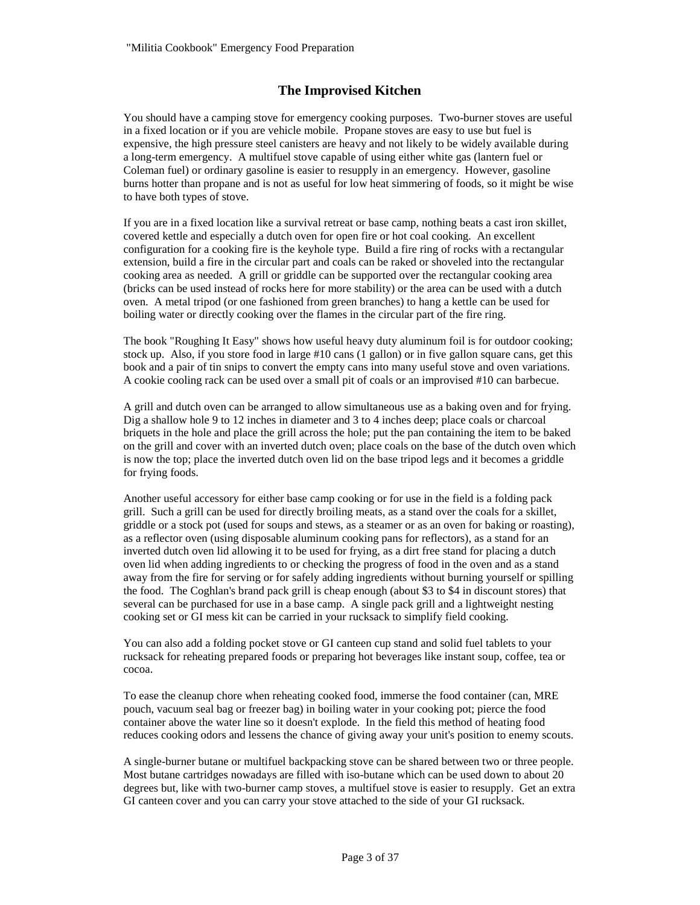## The Improvised Kitchen

You should have a camping stove for emergency cooking purposes. Two-burner stoves are useful in a fixed location or if you are vehicle mobile. Propane stoves are easy to use but fuel is expensive, the high pressure steel canisters are heavy and not likely to be widely available during a long-term emergency. A multifuel stove capable of using either white gas (lantern fuel or Coleman fuel) or ordinary gasoline is easier to resupply in an emergency. However, gasoline burns hotter than propane and is not as useful for low heat simmering of foods, so it might be wise to have both types of stove.

If you are in a fixed location like a survival retreat or base camp, nothing beats a cast iron skillet, covered kettle and especially a dutch oven for open fire or hot coal cooking. An excellent configuration for a cooking fire is the keyhole type. Build a fire ring of rocks with a rectangular extension, build a fire in the circular part and coals can be raked or shoveled into the rectangular cooking area as needed. A grill or griddle can be supported over the rectangular cooking area (bricks can be used instead of rocks here for more stability) or the area can be used with a dutch oven. A metal tripod (or one fashioned from green branches) to hang a kettle can be used for boiling water or directly cooking over the flames in the circular part of the fire ring.

The book "Roughing It Easy" shows how useful heavy duty aluminum foil is for outdoor cooking; stock up. Also, if you store food in large #10 cans (1 gallon) or in five gallon square cans, get this book and a pair of tin snips to convert the empty cans into many useful stove and oven variations. A cookie cooling rack can be used over a small pit of coals or an improvised #10 can barbecue.

A grill and dutch oven can be arranged to allow simultaneous use as a baking oven and for frying. Dig a shallow hole 9 to 12 inches in diameter and 3 to 4 inches deep; place coals or charcoal briquets in the hole and place the grill across the hole; put the pan containing the item to be baked on the grill and cover with an inverted dutch oven; place coals on the base of the dutch oven which is now the top; place the inverted dutch oven lid on the base tripod legs and it becomes a griddle for frying foods.

Another useful accessory for either base camp cooking or for use in the field is a folding pack grill. Such a grill can be used for directly broiling meats, as a stand over the coals for a skillet, griddle or a stock pot (used for soups and stews, as a steamer or as an oven for baking or roasting), as a reflector oven (using disposable aluminum cooking pans for reflectors), as a stand for an inverted dutch oven lid allowing it to be used for frying, as a dirt free stand for placing a dutch oven lid when adding ingredients to or checking the progress of food in the oven and as a stand away from the fire for serving or for safely adding ingredients without burning yourself or spilling the food. The Coghlan's brand pack grill is cheap enough (about $3 to $4 in discount stores) that several can be purchased for use in a base camp. A single pack grill and a lightweight nesting cooking set or GI mess kit can be carried in your rucksack to simplify field cooking.

You can also add a folding pocket stove or GI canteen cup stand and solid fuel tablets to your rucksack for reheating prepared foods or preparing hot beverages like instant soup, coffee, tea or cocoa.

To ease the cleanup chore when reheating cooked food, immerse the food container (can, MRE pouch, vacuum seal bag or freezer bag) in boiling water in your cooking pot; pierce the food container above the water line so it doesn't explode. In the field this method of heating food reduces cooking odors and lessens the chance of giving away your unit's position to enemy scouts.

A single-burner butane or multifuel backpacking stove can be shared between two or three people. Most butane cartridges nowadays are filled with iso-butane which can be used down to about 20 degrees but, like with two-burner camp stoves, a multifuel stove is easier to resupply. Get an extra GI canteen cover and you can carry your stove attached to the side of your GI rucksack.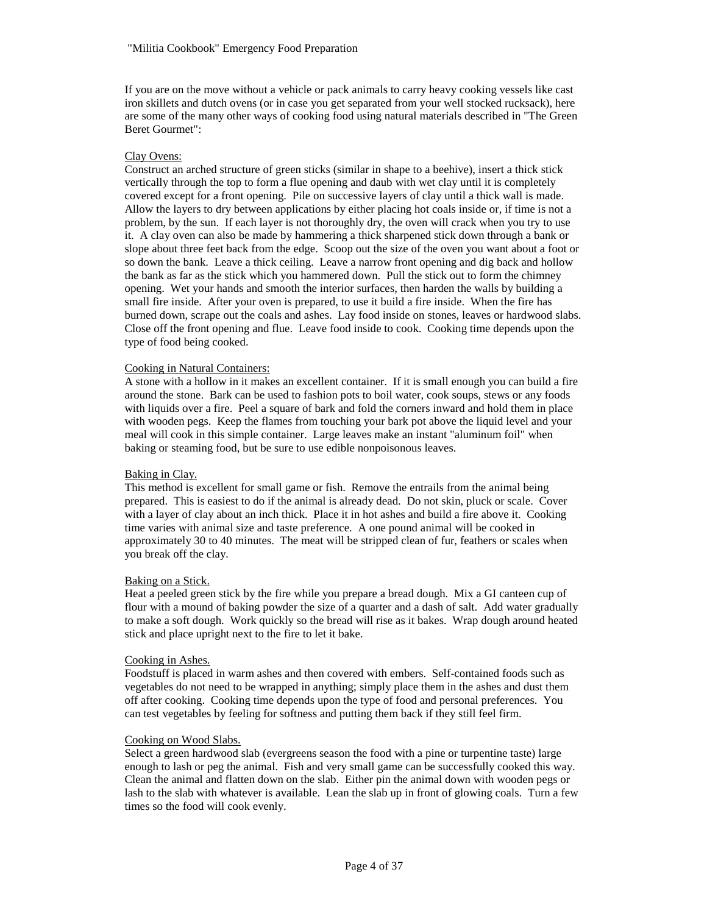If you are on the move without a vehicle or pack animals to carry heavy cooking vessels like cast iron skillets and dutch ovens (or in case you get separated from your well stocked rucksack), here are some of the many other ways of cooking food using natural materials described in "The Green Beret Gourmet":

## Clay Ovens:

Construct an arched structure of green sticks (similar in shape to a beehive), insert a thick stick vertically through the top to form a flue opening and daub with wet clay until it is completely covered except for a front opening. Pile on successive layers of clay until a thick wall is made. Allow the layers to dry between applications by either placing hot coals inside or, if time is not a problem, by the sun. If each layer is not thoroughly dry, the oven will crack when you try to use it. A clay oven can also be made by hammering a thick sharpened stick down through a bank or slope about three feet back from the edge. Scoop out the size of the oven you want about a foot or so down the bank. Leave a thick ceiling. Leave a narrow front opening and dig back and hollow the bank as far as the stick which you hammered down. Pull the stick out to form the chimney opening. Wet your hands and smooth the interior surfaces, then harden the walls by building a small fire inside. After your oven is prepared, to use it build a fire inside. When the fire has burned down, scrape out the coals and ashes. Lay food inside on stones, leaves or hardwood slabs. Close off the front opening and flue. Leave food inside to cook. Cooking time depends upon the type of food being cooked.

## Cooking in Natural Containers:

A stone with a hollow in it makes an excellent container. If it is small enough you can build a fire around the stone. Bark can be used to fashion pots to boil water, cook soups, stews or any foods with liquids over a fire. Peel a square of bark and fold the corners inward and hold them in place with wooden pegs. Keep the flames from touching your bark pot above the liquid level and your meal will cook in this simple container. Large leaves make an instant "aluminum foil" when baking or steaming food, but be sure to use edible nonpoisonous leaves.

## Baking in Clay.

This method is excellent for small game or fish. Remove the entrails from the animal being prepared. This is easiest to do if the animal is already dead. Do not skin, pluck or scale. Cover with a layer of clay about an inch thick. Place it in hot ashes and build a fire above it. Cooking time varies with animal size and taste preference. A one pound animal will be cooked in approximately 30 to 40 minutes. The meat will be stripped clean of fur, feathers or scales when you break off the clay.

## Baking on a Stick.

Heat a peeled green stick by the fire while you prepare a bread dough. Mix a GI canteen cup of flour with a mound of baking powder the size of a quarter and a dash of salt. Add water gradually to make a soft dough. Work quickly so the bread will rise as it bakes. Wrap dough around heated stick and place upright next to the fire to let it bake.

## Cooking in Ashes.

Foodstuff is placed in warm ashes and then covered with embers. Self-contained foods such as vegetables do not need to be wrapped in anything; simply place them in the ashes and dust them off after cooking. Cooking time depends upon the type of food and personal preferences. You can test vegetables by feeling for softness and putting them back if they still feel firm.

## Cooking on Wood Slabs.

Select a green hardwood slab (evergreens season the food with a pine or turpentine taste) large enough to lash or peg the animal. Fish and very small game can be successfully cooked this way. Clean the animal and flatten down on the slab. Either pin the animal down with wooden pegs or lash to the slab with whatever is available. Lean the slab up in front of glowing coals. Turn a few times so the food will cook evenly.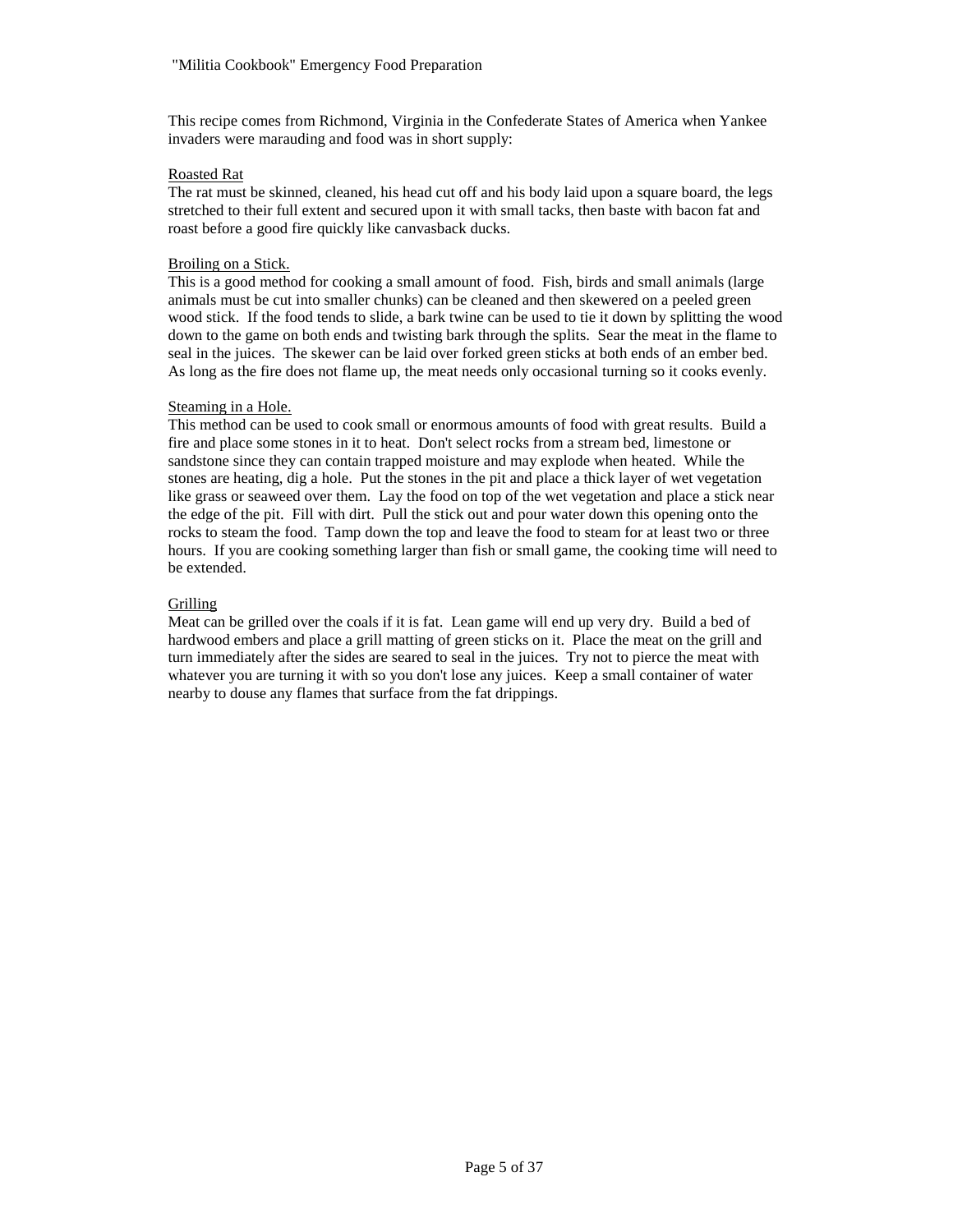This recipe comes from Richmond, Virginia in the Confederate States of America when Yankee invaders were marauding and food was in short supply:

### Roasted Rat

The rat must be skinned, cleaned, his head cut off and his body laid upon a square board, the legs stretched to their full extent and secured upon it with small tacks, then baste with bacon fat and roast before a good fire quickly like canvasback ducks.

### Broiling on a Stick.

This is a good method for cooking a small amount of food. Fish, birds and small animals (large animals must be cut into smaller chunks) can be cleaned and then skewered on a peeled green wood stick. If the food tends to slide, a bark twine can be used to tie it down by splitting the wood down to the game on both ends and twisting bark through the splits. Sear the meat in the flame to seal in the juices. The skewer can be laid over forked green sticks at both ends of an ember bed. As long as the fire does not flame up, the meat needs only occasional turning so it cooks evenly.

### Steaming in a Hole.

This method can be used to cook small or enormous amounts of food with great results. Build a fire and place some stones in it to heat. Don't select rocks from a stream bed, limestone or sandstone since they can contain trapped moisture and may explode when heated. While the stones are heating, dig a hole. Put the stones in the pit and place a thick layer of wet vegetation like grass or seaweed over them. Lay the food on top of the wet vegetation and place a stick near the edge of the pit. Fill with dirt. Pull the stick out and pour water down this opening onto the rocks to steam the food. Tamp down the top and leave the food to steam for at least two or three hours. If you are cooking something larger than fish or small game, the cooking time will need to be extended.

### Grilling

Meat can be grilled over the coals if it is fat. Lean game will end up very dry. Build a bed of hardwood embers and place a grill matting of green sticks on it. Place the meat on the grill and turn immediately after the sides are seared to seal in the juices. Try not to pierce the meat with whatever you are turning it with so you don't lose any juices. Keep a small container of water nearby to douse any flames that surface from the fat drippings.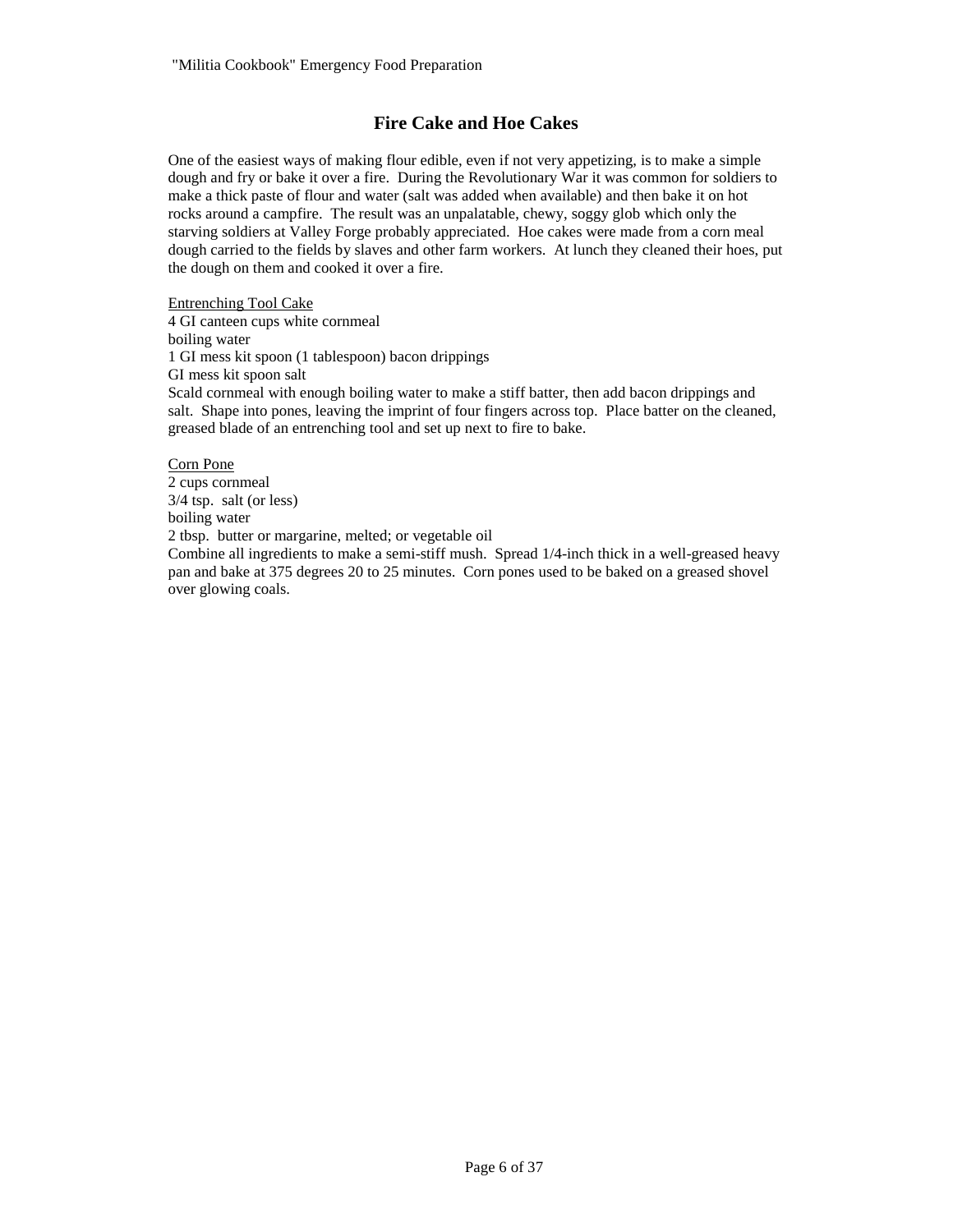## Fire Cake and Hoe Cakes

One of the easiest ways of making flour edible, even if not very appetizing, is to make a simple dough and fry or bake it over a fire. During the Revolutionary War it was common for soldiers to make a thick paste of flour and water (salt was added when available) and then bake it on hot rocks around a campfire. The result was an unpalatable, chewy, soggy glob which only the starving soldiers at Valley Forge probably appreciated. Hoe cakes were made from a corn meal dough carried to the fields by slaves and other farm workers. At lunch they cleaned their hoes, put the dough on them and cooked it over a fire.

<u>Entrenching Tool Cake</u>
4 GI canteen cups white cornmeal
boiling water
1 GI mess kit spoon (1 tablespoon) bacon drippings
GI mess kit spoon salt
Scald cornmeal with enough boiling water to make a stiff batter, then add bacon drippings and salt. Shape into pones, leaving the imprint of four fingers across top. Place batter on the cleaned, greased blade of an entrenching tool and set up next to fire to bake.

<u>Corn Pone</u>
2 cups cornmeal
3/4 tsp. salt (or less)
boiling water
2 tbsp. butter or margarine, melted; or vegetable oil
Combine all ingredients to make a semi-stiff mush. Spread 1/4-inch thick in a well-greased heavy pan and bake at 375 degrees 20 to 25 minutes. Corn pones used to be baked on a greased shovel over glowing coals.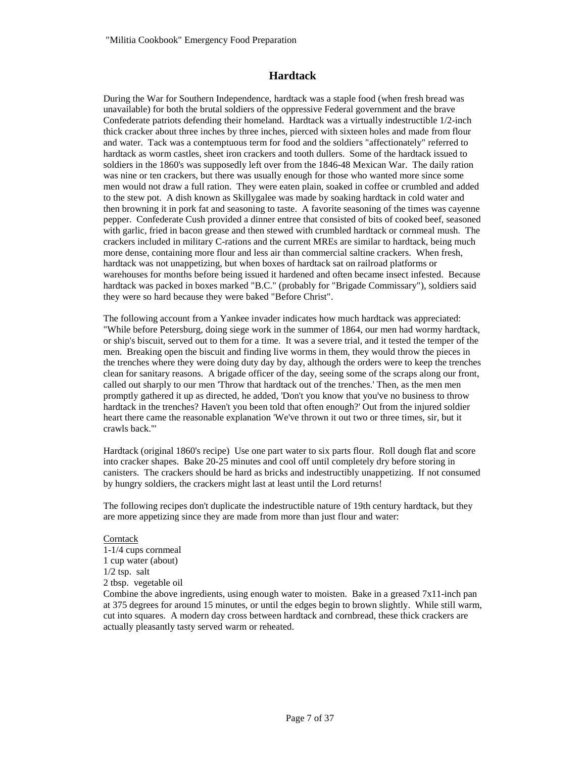## Hardtack

During the War for Southern Independence, hardtack was a staple food (when fresh bread was unavailable) for both the brutal soldiers of the oppressive Federal government and the brave Confederate patriots defending their homeland. Hardtack was a virtually indestructible 1/2-inch thick cracker about three inches by three inches, pierced with sixteen holes and made from flour and water. Tack was a contemptuous term for food and the soldiers "affectionately" referred to hardtack as worm castles, sheet iron crackers and tooth dullers. Some of the hardtack issued to soldiers in the 1860's was supposedly left over from the 1846-48 Mexican War. The daily ration was nine or ten crackers, but there was usually enough for those who wanted more since some men would not draw a full ration. They were eaten plain, soaked in coffee or crumbled and added to the stew pot. A dish known as Skillygalee was made by soaking hardtack in cold water and then browning it in pork fat and seasoning to taste. A favorite seasoning of the times was cayenne pepper. Confederate Cush provided a dinner entree that consisted of bits of cooked beef, seasoned with garlic, fried in bacon grease and then stewed with crumbled hardtack or cornmeal mush. The crackers included in military C-rations and the current MREs are similar to hardtack, being much more dense, containing more flour and less air than commercial saltine crackers. When fresh, hardtack was not unappetizing, but when boxes of hardtack sat on railroad platforms or warehouses for months before being issued it hardened and often became insect infested. Because hardtack was packed in boxes marked "B.C." (probably for "Brigade Commissary"), soldiers said they were so hard because they were baked "Before Christ".

The following account from a Yankee invader indicates how much hardtack was appreciated: "While before Petersburg, doing siege work in the summer of 1864, our men had wormy hardtack, or ship's biscuit, served out to them for a time. It was a severe trial, and it tested the temper of the men. Breaking open the biscuit and finding live worms in them, they would throw the pieces in the trenches where they were doing duty day by day, although the orders were to keep the trenches clean for sanitary reasons. A brigade officer of the day, seeing some of the scraps along our front, called out sharply to our men 'Throw that hardtack out of the trenches.' Then, as the men men promptly gathered it up as directed, he added, 'Don't you know that you've no business to throw hardtack in the trenches? Haven't you been told that often enough?' Out from the injured soldier heart there came the reasonable explanation 'We've thrown it out two or three times, sir, but it crawls back.'"

Hardtack (original 1860's recipe) Use one part water to six parts flour. Roll dough flat and score into cracker shapes. Bake 20-25 minutes and cool off until completely dry before storing in canisters. The crackers should be hard as bricks and indestructibly unappetizing. If not consumed by hungry soldiers, the crackers might last at least until the Lord returns!

The following recipes don't duplicate the indestructible nature of 19th century hardtack, but they are more appetizing since they are made from more than just flour and water:

<u>Corntack</u>
1-1/4 cups cornmeal
1 cup water (about)
1/2 tsp. salt
2 tbsp. vegetable oil
Combine the above ingredients, using enough water to moisten. Bake in a greased 7x11-inch pan at 375 degrees for around 15 minutes, or until the edges begin to brown slightly. While still warm, cut into squares. A modern day cross between hardtack and cornbread, these thick crackers are actually pleasantly tasty served warm or reheated.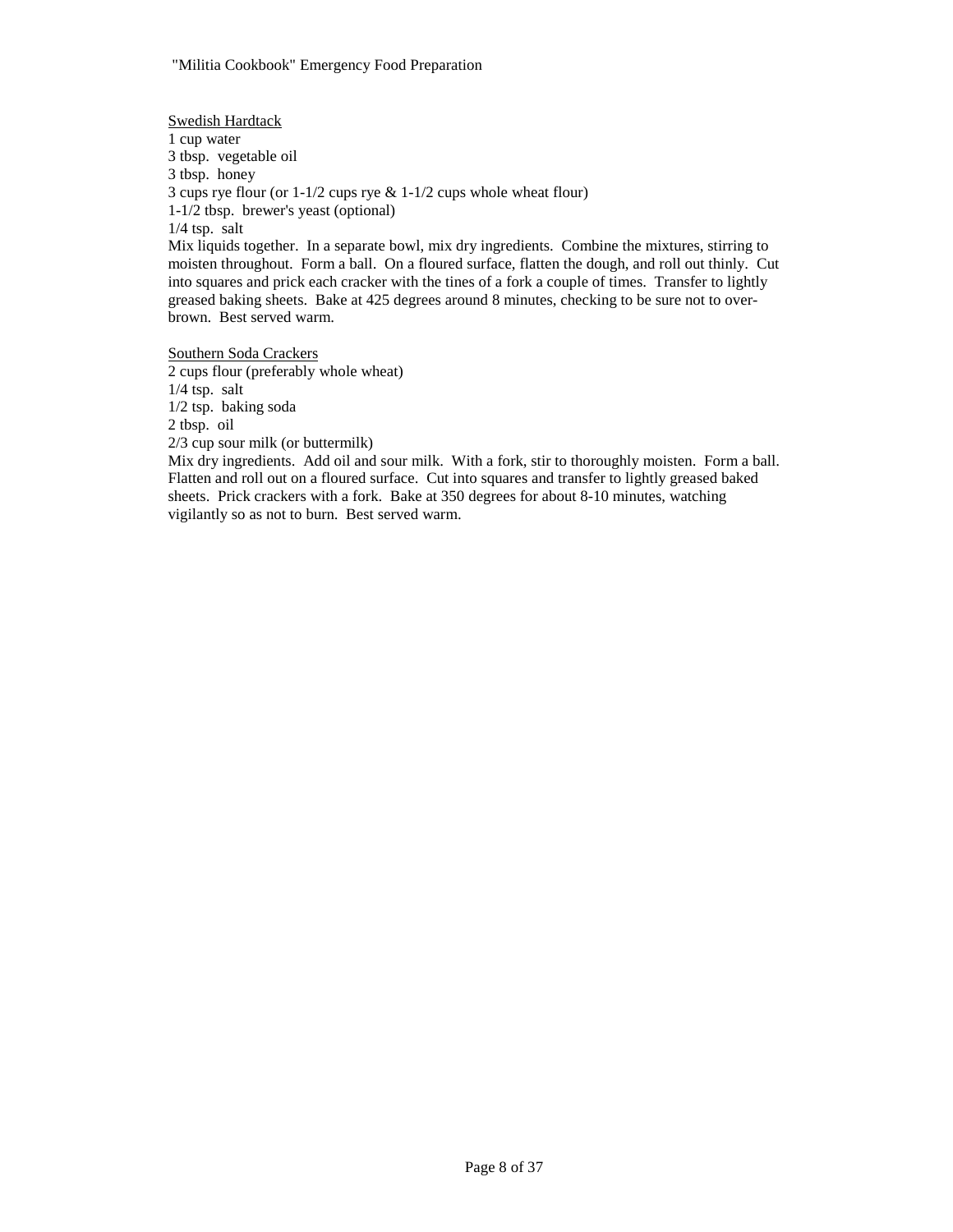Swedish Hardtack

1 cup water
3 tbsp.  vegetable oil
3 tbsp.  honey
3 cups rye flour (or 1-1/2 cups rye & 1-1/2 cups whole wheat flour)
1-1/2 tbsp.  brewer's yeast (optional)
1/4 tsp.  salt

Mix liquids together.  In a separate bowl, mix dry ingredients.  Combine the mixtures, stirring to moisten throughout.  Form a ball.  On a floured surface, flatten the dough, and roll out thinly.  Cut into squares and prick each cracker with the tines of a fork a couple of times.  Transfer to lightly greased baking sheets.  Bake at 425 degrees around 8 minutes, checking to be sure not to over-brown.  Best served warm.

Southern Soda Crackers

2 cups flour (preferably whole wheat)
1/4 tsp.  salt
1/2 tsp.  baking soda
2 tbsp.  oil
2/3 cup sour milk (or buttermilk)

Mix dry ingredients.  Add oil and sour milk.  With a fork, stir to thoroughly moisten.  Form a ball.  Flatten and roll out on a floured surface.  Cut into squares and transfer to lightly greased baked sheets.  Prick crackers with a fork.  Bake at 350 degrees for about 8-10 minutes, watching vigilantly so as not to burn.  Best served warm.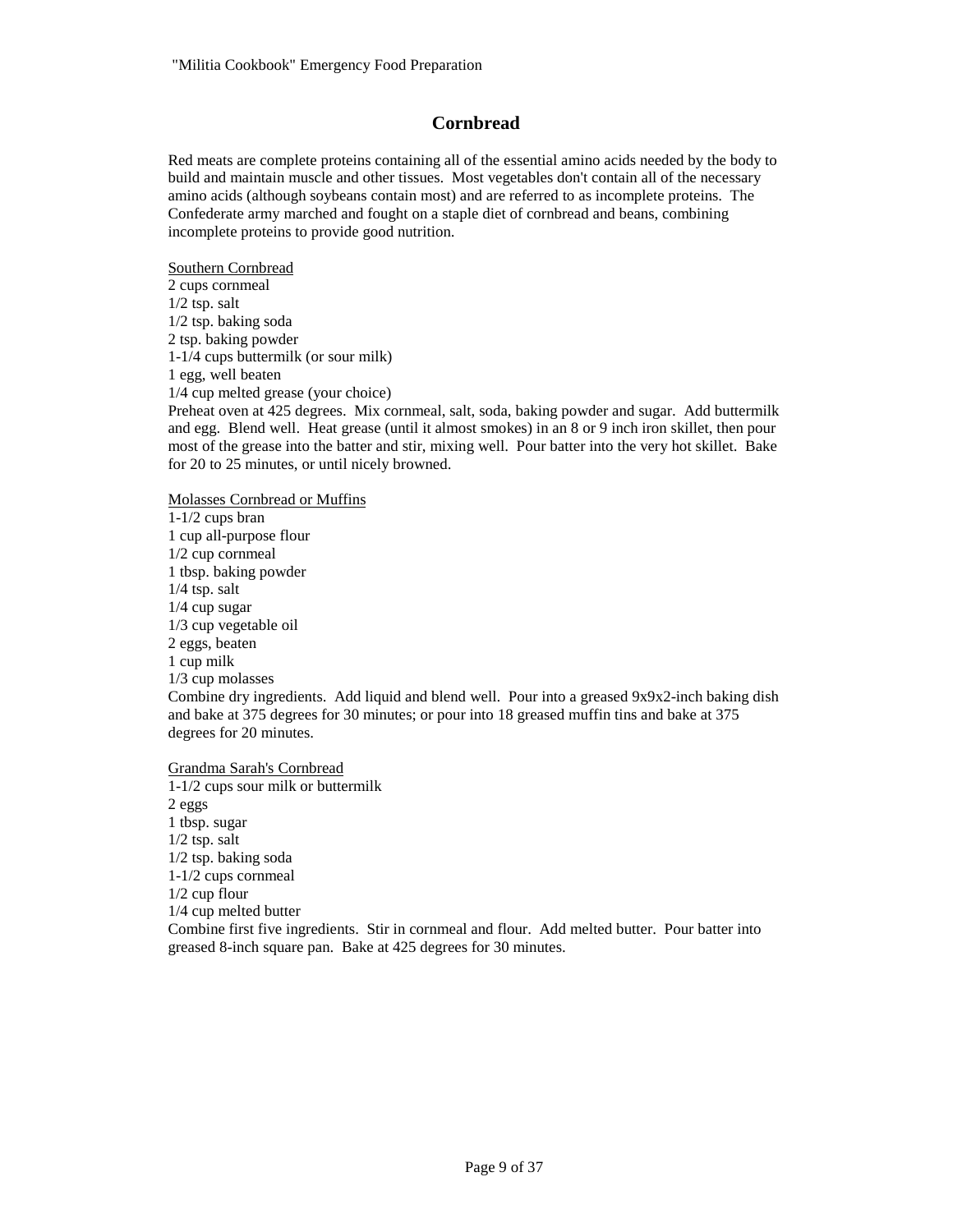## Cornbread

Red meats are complete proteins containing all of the essential amino acids needed by the body to build and maintain muscle and other tissues. Most vegetables don't contain all of the necessary amino acids (although soybeans contain most) and are referred to as incomplete proteins. The Confederate army marched and fought on a staple diet of cornbread and beans, combining incomplete proteins to provide good nutrition.

<u>Southern Cornbread</u>

2 cups cornmeal
1/2 tsp. salt
1/2 tsp. baking soda
2 tsp. baking powder
1-1/4 cups buttermilk (or sour milk)
1 egg, well beaten
1/4 cup melted grease (your choice)

Preheat oven at 425 degrees. Mix cornmeal, salt, soda, baking powder and sugar. Add buttermilk and egg. Blend well. Heat grease (until it almost smokes) in an 8 or 9 inch iron skillet, then pour most of the grease into the batter and stir, mixing well. Pour batter into the very hot skillet. Bake for 20 to 25 minutes, or until nicely browned.

<u>Molasses Cornbread or Muffins</u>

1-1/2 cups bran
1 cup all-purpose flour
1/2 cup cornmeal
1 tbsp. baking powder
1/4 tsp. salt
1/4 cup sugar
1/3 cup vegetable oil
2 eggs, beaten
1 cup milk
1/3 cup molasses

Combine dry ingredients. Add liquid and blend well. Pour into a greased 9x9x2-inch baking dish and bake at 375 degrees for 30 minutes; or pour into 18 greased muffin tins and bake at 375 degrees for 20 minutes.

<u>Grandma Sarah's Cornbread</u>

1-1/2 cups sour milk or buttermilk
2 eggs
1 tbsp. sugar
1/2 tsp. salt
1/2 tsp. baking soda
1-1/2 cups cornmeal
1/2 cup flour
1/4 cup melted butter

Combine first five ingredients. Stir in cornmeal and flour. Add melted butter. Pour batter into greased 8-inch square pan. Bake at 425 degrees for 30 minutes.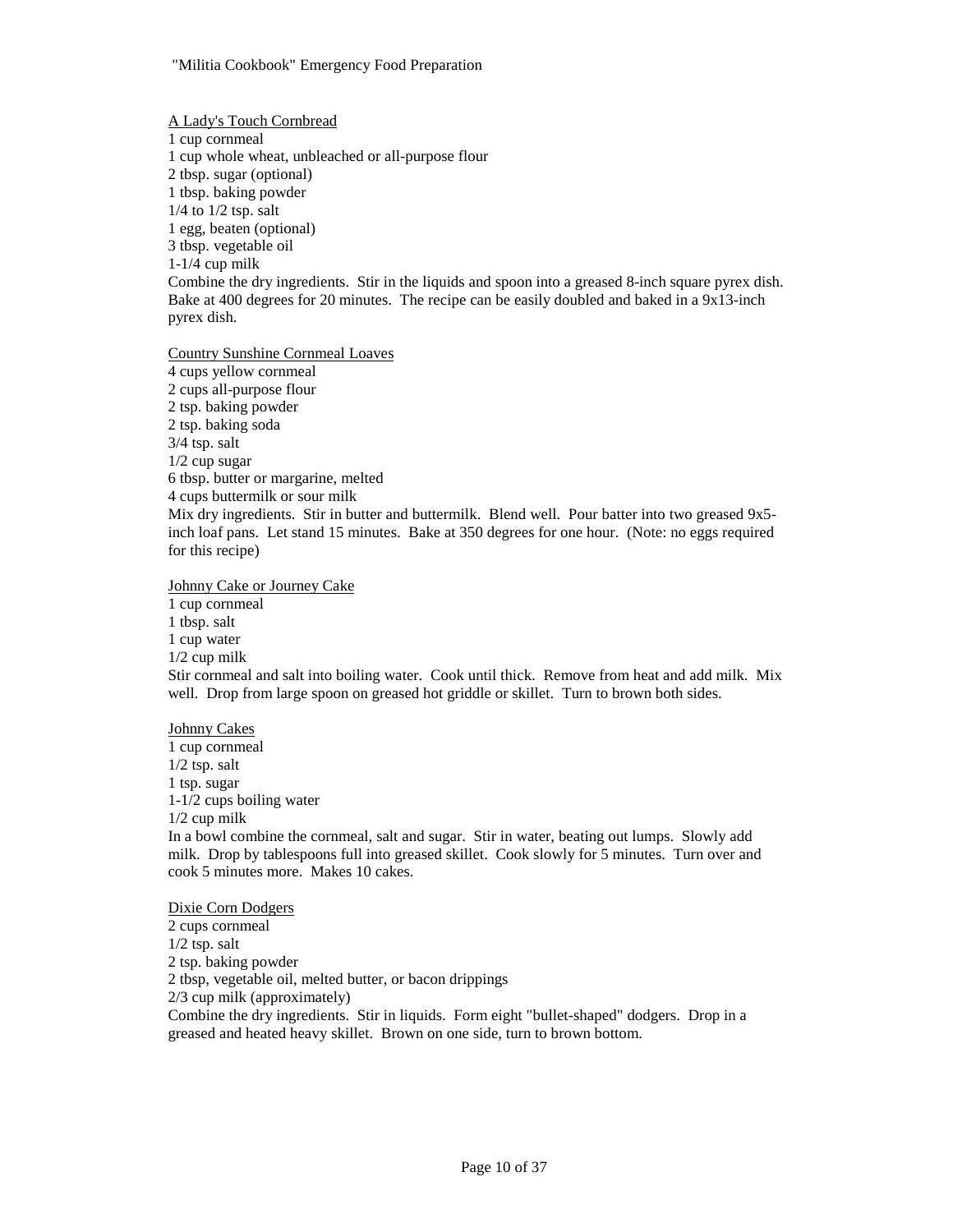A Lady's Touch Cornbread

1 cup cornmeal
1 cup whole wheat, unbleached or all-purpose flour
2 tbsp. sugar (optional)
1 tbsp. baking powder
1/4 to 1/2 tsp. salt
1 egg, beaten (optional)
3 tbsp. vegetable oil
1-1/4 cup milk

Combine the dry ingredients. Stir in the liquids and spoon into a greased 8-inch square pyrex dish. Bake at 400 degrees for 20 minutes. The recipe can be easily doubled and baked in a 9x13-inch pyrex dish.

Country Sunshine Cornmeal Loaves

4 cups yellow cornmeal
2 cups all-purpose flour
2 tsp. baking powder
2 tsp. baking soda
3/4 tsp. salt
1/2 cup sugar
6 tbsp. butter or margarine, melted
4 cups buttermilk or sour milk

Mix dry ingredients. Stir in butter and buttermilk. Blend well. Pour batter into two greased 9x5-inch loaf pans. Let stand 15 minutes. Bake at 350 degrees for one hour. (Note: no eggs required for this recipe)

Johnny Cake or Journey Cake

1 cup cornmeal
1 tbsp. salt
1 cup water
1/2 cup milk

Stir cornmeal and salt into boiling water. Cook until thick. Remove from heat and add milk. Mix well. Drop from large spoon on greased hot griddle or skillet. Turn to brown both sides.

Johnny Cakes

1 cup cornmeal
1/2 tsp. salt
1 tsp. sugar
1-1/2 cups boiling water
1/2 cup milk

In a bowl combine the cornmeal, salt and sugar. Stir in water, beating out lumps. Slowly add milk. Drop by tablespoons full into greased skillet. Cook slowly for 5 minutes. Turn over and cook 5 minutes more. Makes 10 cakes.

Dixie Corn Dodgers

2 cups cornmeal
1/2 tsp. salt
2 tsp. baking powder
2 tbsp, vegetable oil, melted butter, or bacon drippings
2/3 cup milk (approximately)

Combine the dry ingredients. Stir in liquids. Form eight "bullet-shaped" dodgers. Drop in a greased and heated heavy skillet. Brown on one side, turn to brown bottom.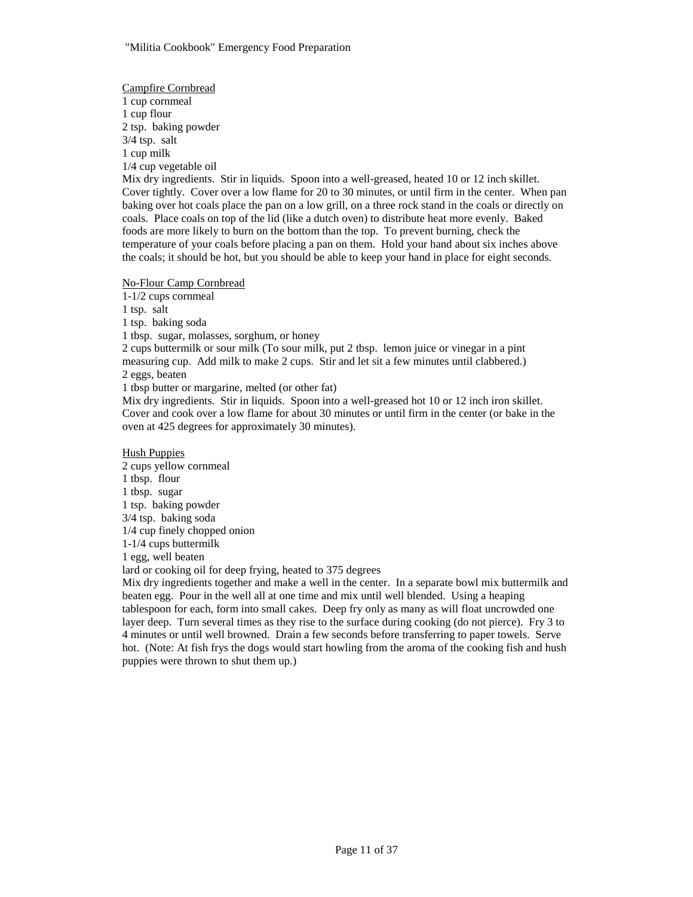Campfire Cornbread

1 cup cornmeal
1 cup flour
2 tsp. baking powder
3/4 tsp. salt
1 cup milk
1/4 cup vegetable oil

Mix dry ingredients. Stir in liquids. Spoon into a well-greased, heated 10 or 12 inch skillet. Cover tightly. Cover over a low flame for 20 to 30 minutes, or until firm in the center. When pan baking over hot coals place the pan on a low grill, on a three rock stand in the coals or directly on coals. Place coals on top of the lid (like a dutch oven) to distribute heat more evenly. Baked foods are more likely to burn on the bottom than the top. To prevent burning, check the temperature of your coals before placing a pan on them. Hold your hand about six inches above the coals; it should be hot, but you should be able to keep your hand in place for eight seconds.

No-Flour Camp Cornbread

1-1/2 cups cornmeal
1 tsp. salt
1 tsp. baking soda
1 tbsp. sugar, molasses, sorghum, or honey
2 cups buttermilk or sour milk (To sour milk, put 2 tbsp. lemon juice or vinegar in a pint measuring cup. Add milk to make 2 cups. Stir and let sit a few minutes until clabbered.)
2 eggs, beaten
1 tbsp butter or margarine, melted (or other fat)

Mix dry ingredients. Stir in liquids. Spoon into a well-greased hot 10 or 12 inch iron skillet. Cover and cook over a low flame for about 30 minutes or until firm in the center (or bake in the oven at 425 degrees for approximately 30 minutes).

Hush Puppies

2 cups yellow cornmeal
1 tbsp. flour
1 tbsp. sugar
1 tsp. baking powder
3/4 tsp. baking soda
1/4 cup finely chopped onion
1-1/4 cups buttermilk
1 egg, well beaten
lard or cooking oil for deep frying, heated to 375 degrees

Mix dry ingredients together and make a well in the center. In a separate bowl mix buttermilk and beaten egg. Pour in the well all at one time and mix until well blended. Using a heaping tablespoon for each, form into small cakes. Deep fry only as many as will float uncrowded one layer deep. Turn several times as they rise to the surface during cooking (do not pierce). Fry 3 to 4 minutes or until well browned. Drain a few seconds before transferring to paper towels. Serve hot. (Note: At fish frys the dogs would start howling from the aroma of the cooking fish and hush puppies were thrown to shut them up.)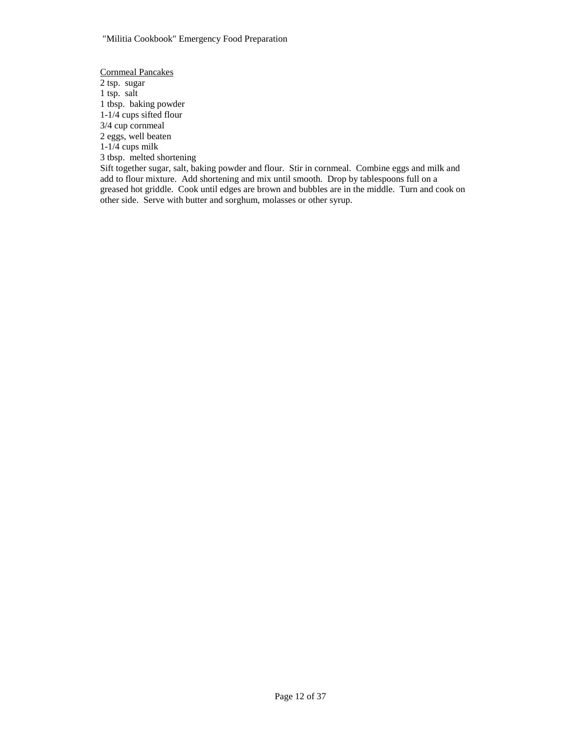Cornmeal Pancakes

2 tsp. sugar
1 tsp. salt
1 tbsp. baking powder
1-1/4 cups sifted flour
3/4 cup cornmeal
2 eggs, well beaten
1-1/4 cups milk
3 tbsp. melted shortening

Sift together sugar, salt, baking powder and flour. Stir in cornmeal. Combine eggs and milk and add to flour mixture. Add shortening and mix until smooth. Drop by tablespoons full on a greased hot griddle. Cook until edges are brown and bubbles are in the middle. Turn and cook on other side. Serve with butter and sorghum, molasses or other syrup.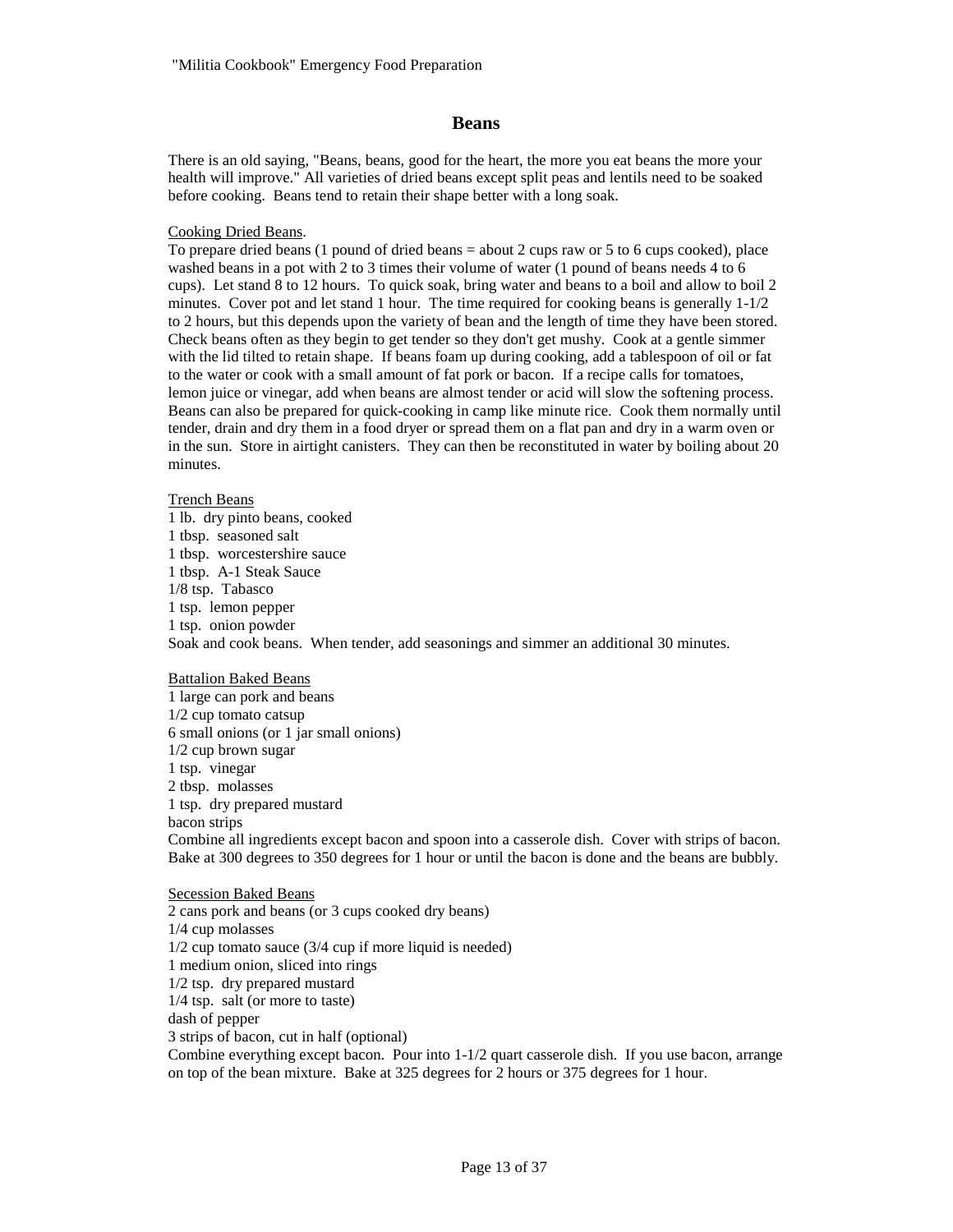## Beans

There is an old saying, "Beans, beans, good for the heart, the more you eat beans the more your health will improve." All varieties of dried beans except split peas and lentils need to be soaked before cooking. Beans tend to retain their shape better with a long soak.

<u>Cooking Dried Beans</u>.

To prepare dried beans (1 pound of dried beans = about 2 cups raw or 5 to 6 cups cooked), place washed beans in a pot with 2 to 3 times their volume of water (1 pound of beans needs 4 to 6 cups). Let stand 8 to 12 hours. To quick soak, bring water and beans to a boil and allow to boil 2 minutes. Cover pot and let stand 1 hour. The time required for cooking beans is generally 1-1/2 to 2 hours, but this depends upon the variety of bean and the length of time they have been stored. Check beans often as they begin to get tender so they don't get mushy. Cook at a gentle simmer with the lid tilted to retain shape. If beans foam up during cooking, add a tablespoon of oil or fat to the water or cook with a small amount of fat pork or bacon. If a recipe calls for tomatoes, lemon juice or vinegar, add when beans are almost tender or acid will slow the softening process. Beans can also be prepared for quick-cooking in camp like minute rice. Cook them normally until tender, drain and dry them in a food dryer or spread them on a flat pan and dry in a warm oven or in the sun. Store in airtight canisters. They can then be reconstituted in water by boiling about 20 minutes.

<u>Trench Beans</u>

1 lb. dry pinto beans, cooked
1 tbsp. seasoned salt
1 tbsp. worcestershire sauce
1 tbsp. A-1 Steak Sauce
1/8 tsp. Tabasco
1 tsp. lemon pepper
1 tsp. onion powder

Soak and cook beans. When tender, add seasonings and simmer an additional 30 minutes.

<u>Battalion Baked Beans</u>

1 large can pork and beans
1/2 cup tomato catsup
6 small onions (or 1 jar small onions)
1/2 cup brown sugar
1 tsp. vinegar
2 tbsp. molasses
1 tsp. dry prepared mustard
bacon strips

Combine all ingredients except bacon and spoon into a casserole dish. Cover with strips of bacon. Bake at 300 degrees to 350 degrees for 1 hour or until the bacon is done and the beans are bubbly.

<u>Secession Baked Beans</u>

2 cans pork and beans (or 3 cups cooked dry beans)
1/4 cup molasses
1/2 cup tomato sauce (3/4 cup if more liquid is needed)
1 medium onion, sliced into rings
1/2 tsp. dry prepared mustard
1/4 tsp. salt (or more to taste)
dash of pepper
3 strips of bacon, cut in half (optional)

Combine everything except bacon. Pour into 1-1/2 quart casserole dish. If you use bacon, arrange on top of the bean mixture. Bake at 325 degrees for 2 hours or 375 degrees for 1 hour.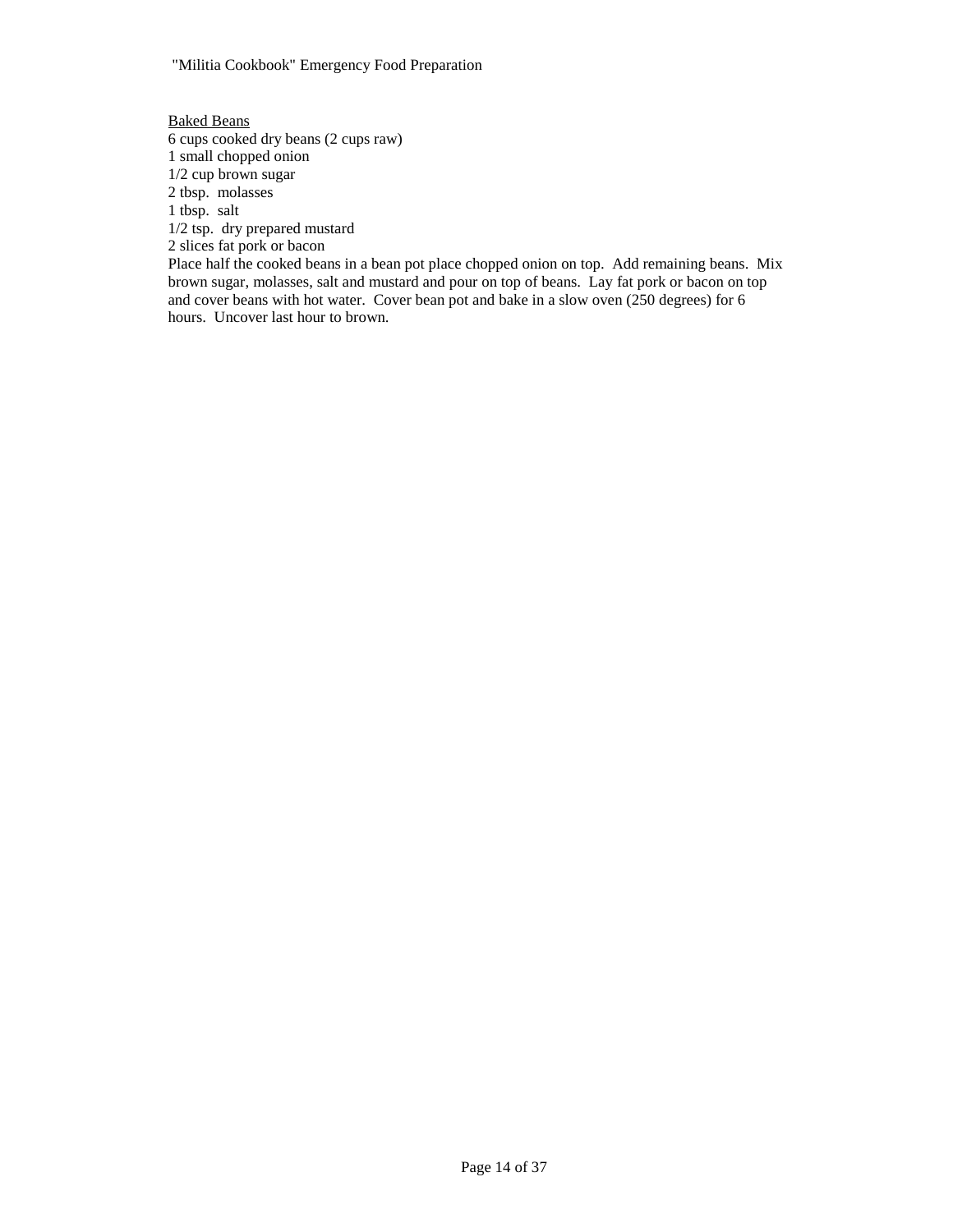<u>Baked Beans</u>

6 cups cooked dry beans (2 cups raw)
1 small chopped onion
1/2 cup brown sugar
2 tbsp. molasses
1 tbsp. salt
1/2 tsp. dry prepared mustard
2 slices fat pork or bacon

Place half the cooked beans in a bean pot place chopped onion on top. Add remaining beans. Mix brown sugar, molasses, salt and mustard and pour on top of beans. Lay fat pork or bacon on top and cover beans with hot water. Cover bean pot and bake in a slow oven (250 degrees) for 6 hours. Uncover last hour to brown.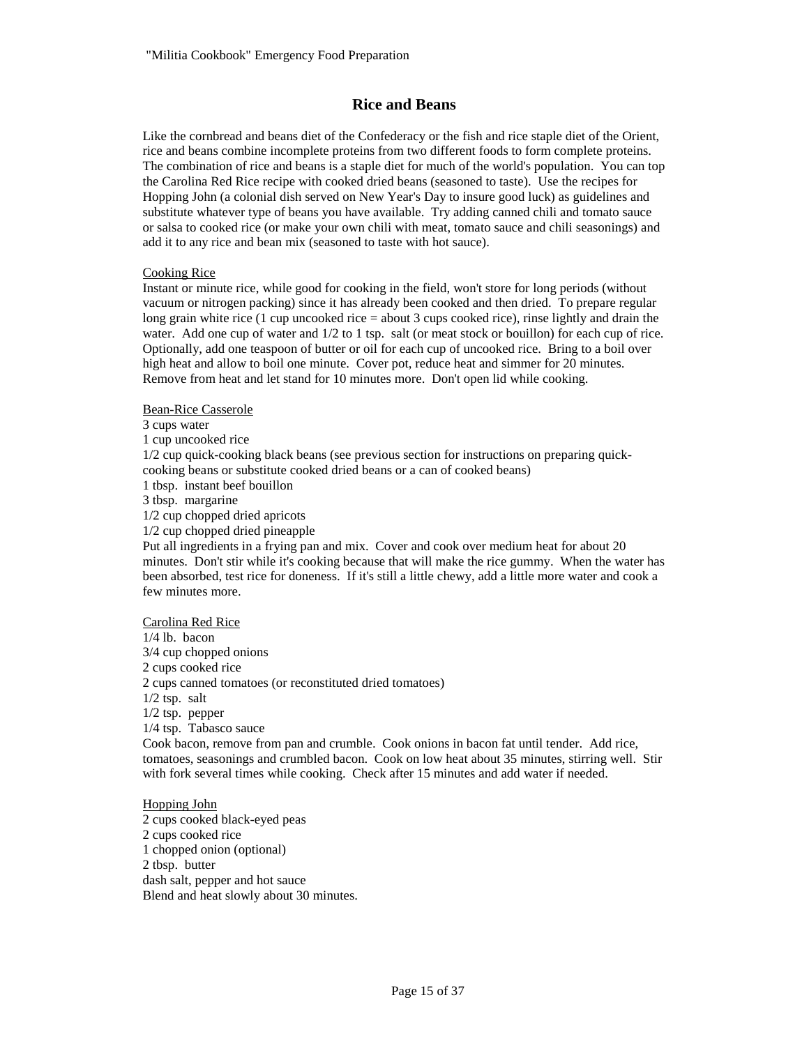## Rice and Beans

Like the cornbread and beans diet of the Confederacy or the fish and rice staple diet of the Orient, rice and beans combine incomplete proteins from two different foods to form complete proteins. The combination of rice and beans is a staple diet for much of the world's population. You can top the Carolina Red Rice recipe with cooked dried beans (seasoned to taste). Use the recipes for Hopping John (a colonial dish served on New Year's Day to insure good luck) as guidelines and substitute whatever type of beans you have available. Try adding canned chili and tomato sauce or salsa to cooked rice (or make your own chili with meat, tomato sauce and chili seasonings) and add it to any rice and bean mix (seasoned to taste with hot sauce).

### Cooking Rice

Instant or minute rice, while good for cooking in the field, won't store for long periods (without vacuum or nitrogen packing) since it has already been cooked and then dried. To prepare regular long grain white rice (1 cup uncooked rice = about 3 cups cooked rice), rinse lightly and drain the water. Add one cup of water and 1/2 to 1 tsp. salt (or meat stock or bouillon) for each cup of rice. Optionally, add one teaspoon of butter or oil for each cup of uncooked rice. Bring to a boil over high heat and allow to boil one minute. Cover pot, reduce heat and simmer for 20 minutes. Remove from heat and let stand for 10 minutes more. Don't open lid while cooking.

### Bean-Rice Casserole

3 cups water
1 cup uncooked rice
1/2 cup quick-cooking black beans (see previous section for instructions on preparing quick-cooking beans or substitute cooked dried beans or a can of cooked beans)
1 tbsp. instant beef bouillon
3 tbsp. margarine
1/2 cup chopped dried apricots
1/2 cup chopped dried pineapple

Put all ingredients in a frying pan and mix. Cover and cook over medium heat for about 20 minutes. Don't stir while it's cooking because that will make the rice gummy. When the water has been absorbed, test rice for doneness. If it's still a little chewy, add a little more water and cook a few minutes more.

### Carolina Red Rice

1/4 lb. bacon
3/4 cup chopped onions
2 cups cooked rice
2 cups canned tomatoes (or reconstituted dried tomatoes)
1/2 tsp. salt
1/2 tsp. pepper
1/4 tsp. Tabasco sauce

Cook bacon, remove from pan and crumble. Cook onions in bacon fat until tender. Add rice, tomatoes, seasonings and crumbled bacon. Cook on low heat about 35 minutes, stirring well. Stir with fork several times while cooking. Check after 15 minutes and add water if needed.

### Hopping John

2 cups cooked black-eyed peas
2 cups cooked rice
1 chopped onion (optional)
2 tbsp. butter
dash salt, pepper and hot sauce

Blend and heat slowly about 30 minutes.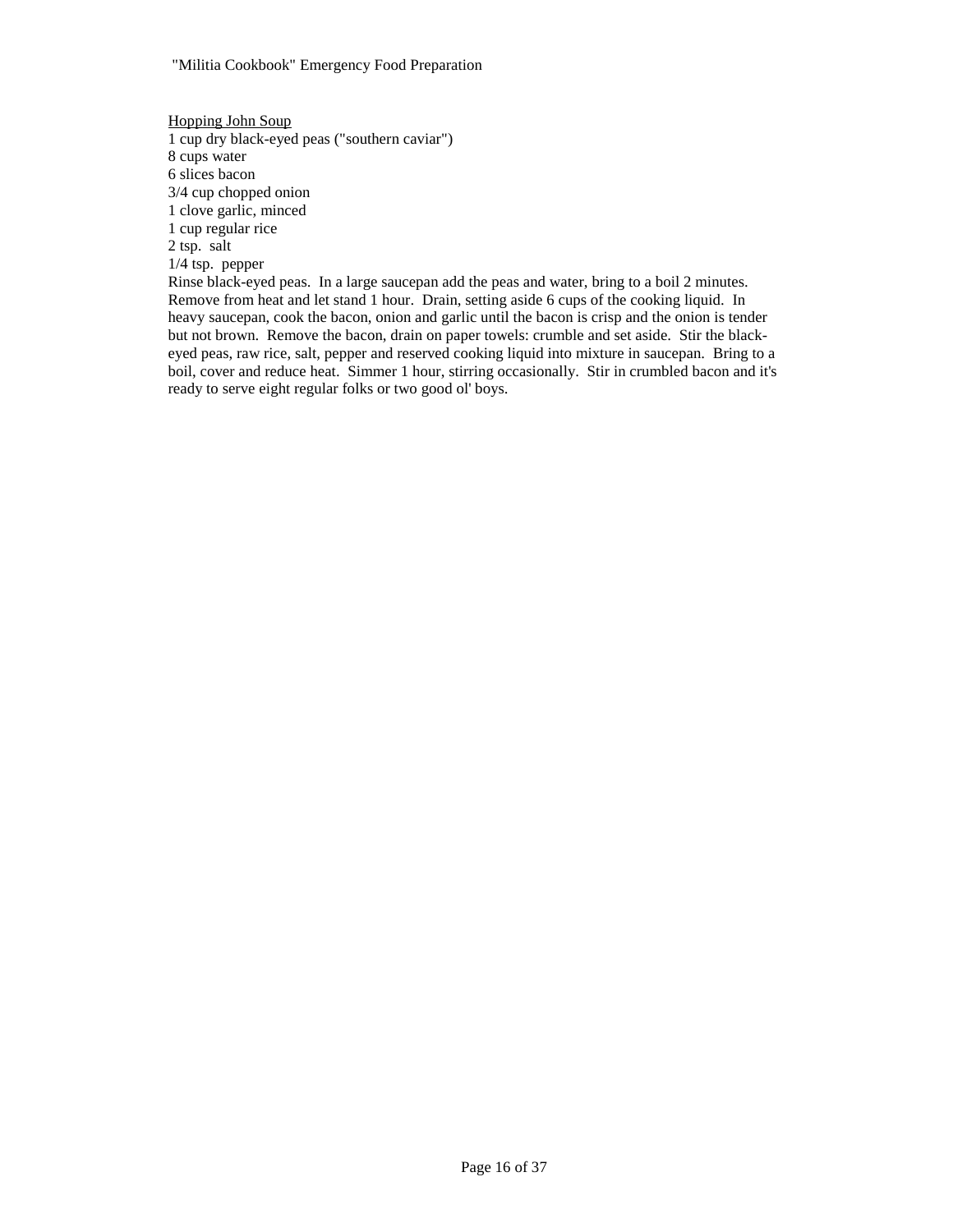Hopping John Soup

1 cup dry black-eyed peas ("southern caviar")
8 cups water
6 slices bacon
3/4 cup chopped onion
1 clove garlic, minced
1 cup regular rice
2 tsp. salt
1/4 tsp. pepper

Rinse black-eyed peas. In a large saucepan add the peas and water, bring to a boil 2 minutes. Remove from heat and let stand 1 hour. Drain, setting aside 6 cups of the cooking liquid. In heavy saucepan, cook the bacon, onion and garlic until the bacon is crisp and the onion is tender but not brown. Remove the bacon, drain on paper towels: crumble and set aside. Stir the black-eyed peas, raw rice, salt, pepper and reserved cooking liquid into mixture in saucepan. Bring to a boil, cover and reduce heat. Simmer 1 hour, stirring occasionally. Stir in crumbled bacon and it's ready to serve eight regular folks or two good ol' boys.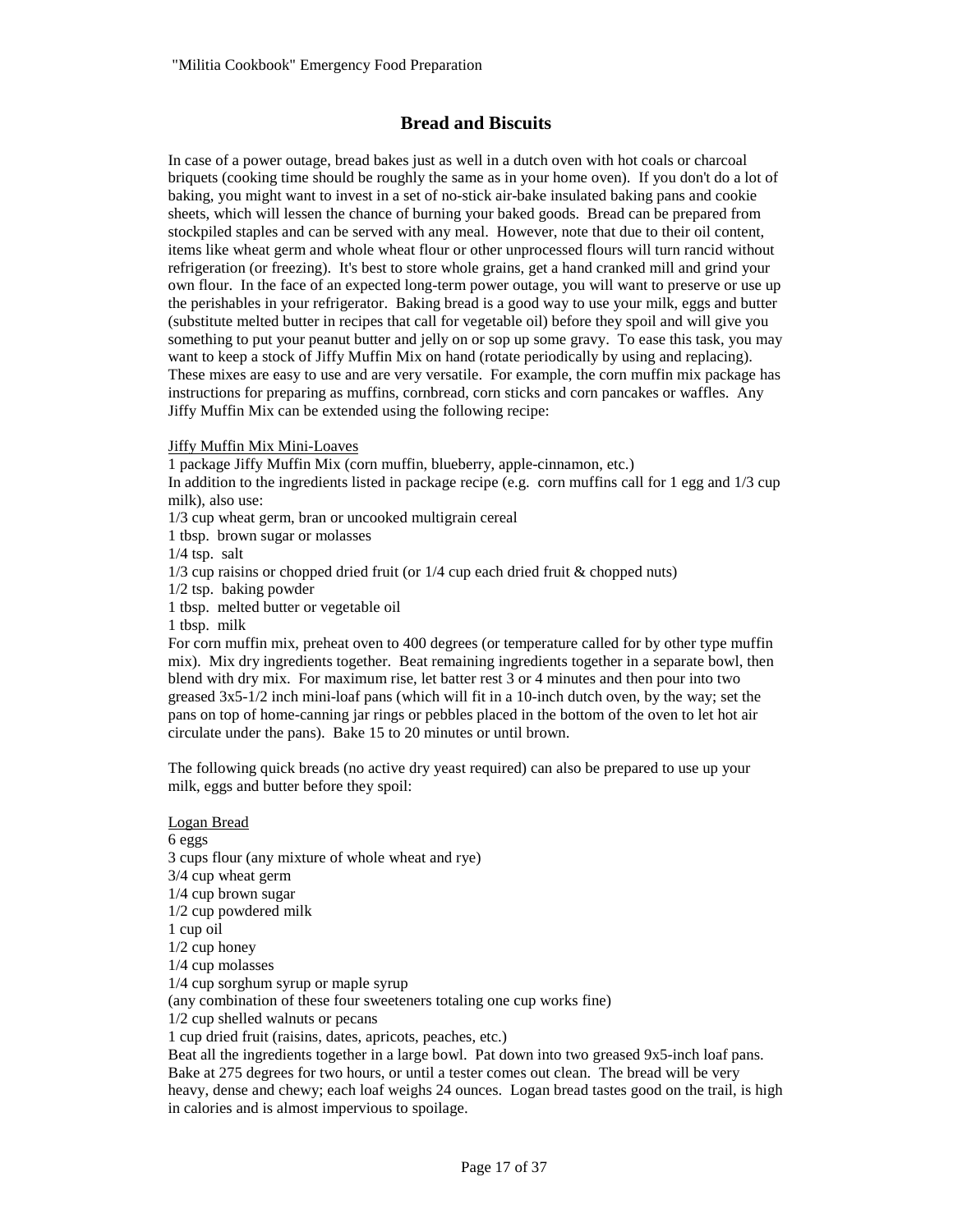## Bread and Biscuits

In case of a power outage, bread bakes just as well in a dutch oven with hot coals or charcoal briquets (cooking time should be roughly the same as in your home oven). If you don't do a lot of baking, you might want to invest in a set of no-stick air-bake insulated baking pans and cookie sheets, which will lessen the chance of burning your baked goods. Bread can be prepared from stockpiled staples and can be served with any meal. However, note that due to their oil content, items like wheat germ and whole wheat flour or other unprocessed flours will turn rancid without refrigeration (or freezing). It's best to store whole grains, get a hand cranked mill and grind your own flour. In the face of an expected long-term power outage, you will want to preserve or use up the perishables in your refrigerator. Baking bread is a good way to use your milk, eggs and butter (substitute melted butter in recipes that call for vegetable oil) before they spoil and will give you something to put your peanut butter and jelly on or sop up some gravy. To ease this task, you may want to keep a stock of Jiffy Muffin Mix on hand (rotate periodically by using and replacing). These mixes are easy to use and are very versatile. For example, the corn muffin mix package has instructions for preparing as muffins, cornbread, corn sticks and corn pancakes or waffles. Any Jiffy Muffin Mix can be extended using the following recipe:

<u>Jiffy Muffin Mix Mini-Loaves</u>

1 package Jiffy Muffin Mix (corn muffin, blueberry, apple-cinnamon, etc.)
In addition to the ingredients listed in package recipe (e.g. corn muffins call for 1 egg and 1/3 cup milk), also use:
1/3 cup wheat germ, bran or uncooked multigrain cereal
1 tbsp. brown sugar or molasses
1/4 tsp. salt
1/3 cup raisins or chopped dried fruit (or 1/4 cup each dried fruit & chopped nuts)
1/2 tsp. baking powder
1 tbsp. melted butter or vegetable oil
1 tbsp. milk
For corn muffin mix, preheat oven to 400 degrees (or temperature called for by other type muffin mix). Mix dry ingredients together. Beat remaining ingredients together in a separate bowl, then blend with dry mix. For maximum rise, let batter rest 3 or 4 minutes and then pour into two greased 3x5-1/2 inch mini-loaf pans (which will fit in a 10-inch dutch oven, by the way; set the pans on top of home-canning jar rings or pebbles placed in the bottom of the oven to let hot air circulate under the pans). Bake 15 to 20 minutes or until brown.

The following quick breads (no active dry yeast required) can also be prepared to use up your milk, eggs and butter before they spoil:

<u>Logan Bread</u>

6 eggs
3 cups flour (any mixture of whole wheat and rye)
3/4 cup wheat germ
1/4 cup brown sugar
1/2 cup powdered milk
1 cup oil
1/2 cup honey
1/4 cup molasses
1/4 cup sorghum syrup or maple syrup
(any combination of these four sweeteners totaling one cup works fine)
1/2 cup shelled walnuts or pecans
1 cup dried fruit (raisins, dates, apricots, peaches, etc.)
Beat all the ingredients together in a large bowl. Pat down into two greased 9x5-inch loaf pans. Bake at 275 degrees for two hours, or until a tester comes out clean. The bread will be very heavy, dense and chewy; each loaf weighs 24 ounces. Logan bread tastes good on the trail, is high in calories and is almost impervious to spoilage.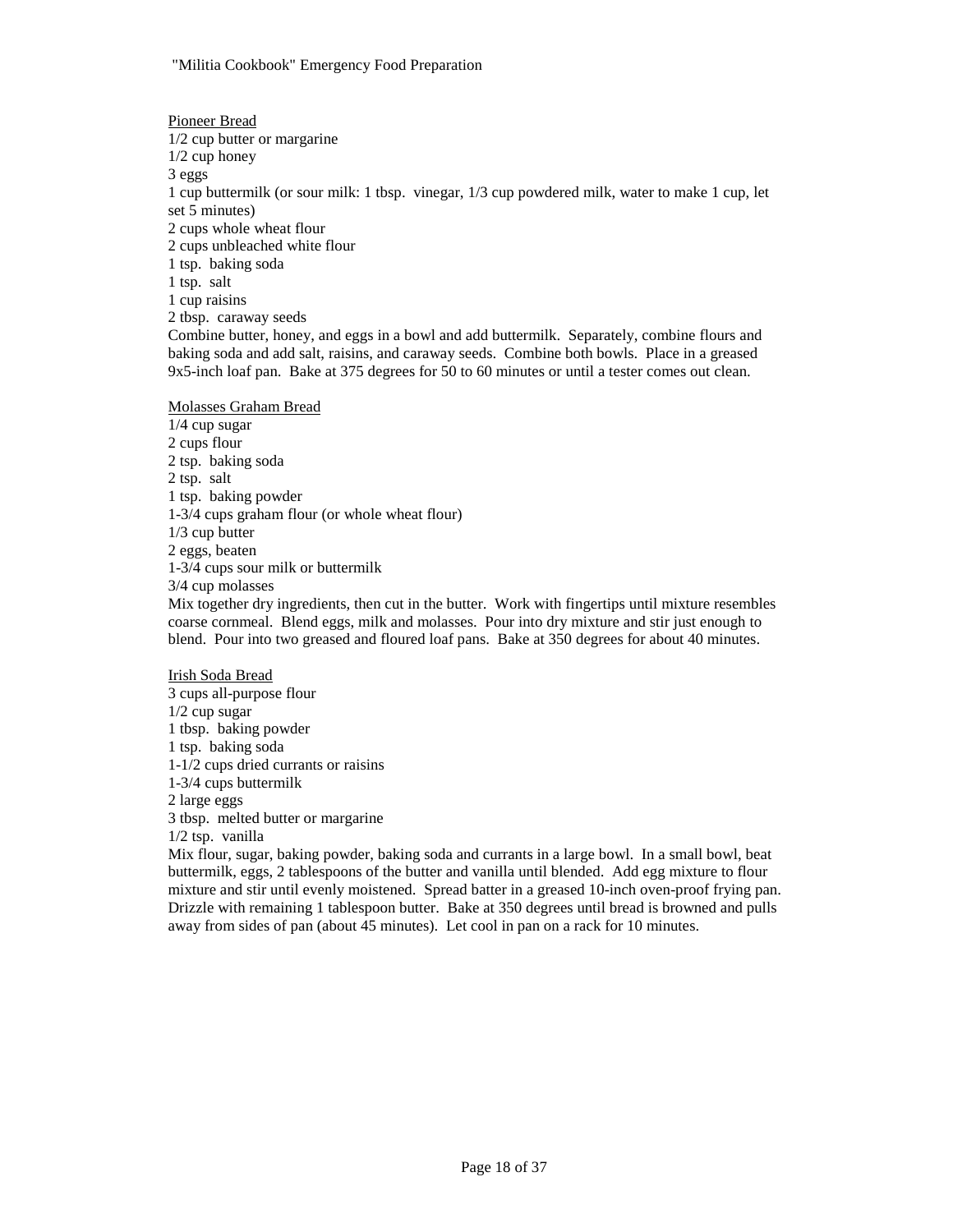Pioneer Bread

1/2 cup butter or margarine
1/2 cup honey
3 eggs
1 cup buttermilk (or sour milk: 1 tbsp. vinegar, 1/3 cup powdered milk, water to make 1 cup, let set 5 minutes)
2 cups whole wheat flour
2 cups unbleached white flour
1 tsp. baking soda
1 tsp. salt
1 cup raisins
2 tbsp. caraway seeds

Combine butter, honey, and eggs in a bowl and add buttermilk. Separately, combine flours and baking soda and add salt, raisins, and caraway seeds. Combine both bowls. Place in a greased 9x5-inch loaf pan. Bake at 375 degrees for 50 to 60 minutes or until a tester comes out clean.

Molasses Graham Bread

1/4 cup sugar
2 cups flour
2 tsp. baking soda
2 tsp. salt
1 tsp. baking powder
1-3/4 cups graham flour (or whole wheat flour)
1/3 cup butter
2 eggs, beaten
1-3/4 cups sour milk or buttermilk
3/4 cup molasses

Mix together dry ingredients, then cut in the butter. Work with fingertips until mixture resembles coarse cornmeal. Blend eggs, milk and molasses. Pour into dry mixture and stir just enough to blend. Pour into two greased and floured loaf pans. Bake at 350 degrees for about 40 minutes.

Irish Soda Bread

3 cups all-purpose flour
1/2 cup sugar
1 tbsp. baking powder
1 tsp. baking soda
1-1/2 cups dried currants or raisins
1-3/4 cups buttermilk
2 large eggs
3 tbsp. melted butter or margarine
1/2 tsp. vanilla

Mix flour, sugar, baking powder, baking soda and currants in a large bowl. In a small bowl, beat buttermilk, eggs, 2 tablespoons of the butter and vanilla until blended. Add egg mixture to flour mixture and stir until evenly moistened. Spread batter in a greased 10-inch oven-proof frying pan. Drizzle with remaining 1 tablespoon butter. Bake at 350 degrees until bread is browned and pulls away from sides of pan (about 45 minutes). Let cool in pan on a rack for 10 minutes.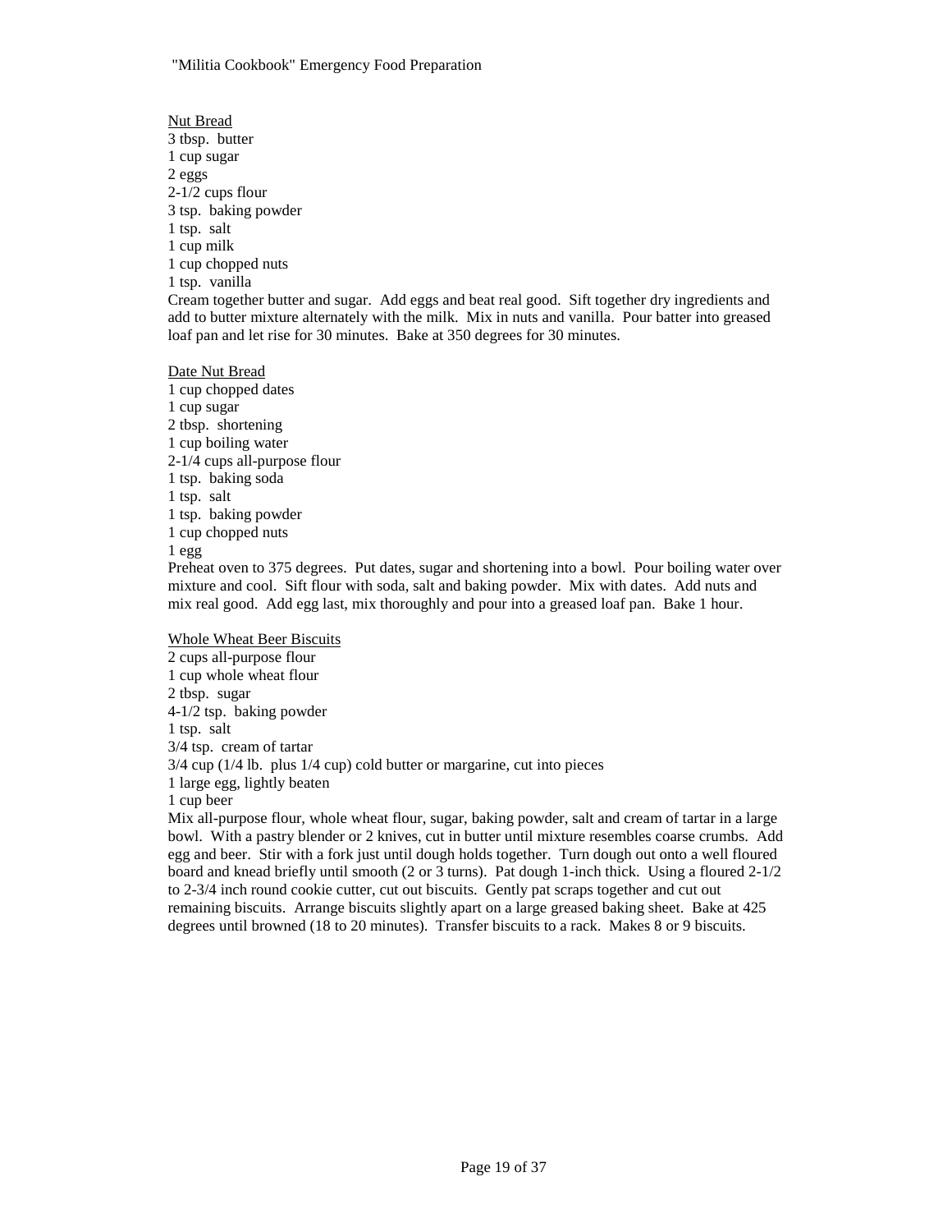Nut Bread

3 tbsp. butter
1 cup sugar
2 eggs
2-1/2 cups flour
3 tsp. baking powder
1 tsp. salt
1 cup milk
1 cup chopped nuts
1 tsp. vanilla

Cream together butter and sugar. Add eggs and beat real good. Sift together dry ingredients and add to butter mixture alternately with the milk. Mix in nuts and vanilla. Pour batter into greased loaf pan and let rise for 30 minutes. Bake at 350 degrees for 30 minutes.

Date Nut Bread

1 cup chopped dates
1 cup sugar
2 tbsp. shortening
1 cup boiling water
2-1/4 cups all-purpose flour
1 tsp. baking soda
1 tsp. salt
1 tsp. baking powder
1 cup chopped nuts
1 egg

Preheat oven to 375 degrees. Put dates, sugar and shortening into a bowl. Pour boiling water over mixture and cool. Sift flour with soda, salt and baking powder. Mix with dates. Add nuts and mix real good. Add egg last, mix thoroughly and pour into a greased loaf pan. Bake 1 hour.

Whole Wheat Beer Biscuits

2 cups all-purpose flour
1 cup whole wheat flour
2 tbsp. sugar
4-1/2 tsp. baking powder
1 tsp. salt
3/4 tsp. cream of tartar
3/4 cup (1/4 lb. plus 1/4 cup) cold butter or margarine, cut into pieces
1 large egg, lightly beaten
1 cup beer

Mix all-purpose flour, whole wheat flour, sugar, baking powder, salt and cream of tartar in a large bowl. With a pastry blender or 2 knives, cut in butter until mixture resembles coarse crumbs. Add egg and beer. Stir with a fork just until dough holds together. Turn dough out onto a well floured board and knead briefly until smooth (2 or 3 turns). Pat dough 1-inch thick. Using a floured 2-1/2 to 2-3/4 inch round cookie cutter, cut out biscuits. Gently pat scraps together and cut out remaining biscuits. Arrange biscuits slightly apart on a large greased baking sheet. Bake at 425 degrees until browned (18 to 20 minutes). Transfer biscuits to a rack. Makes 8 or 9 biscuits.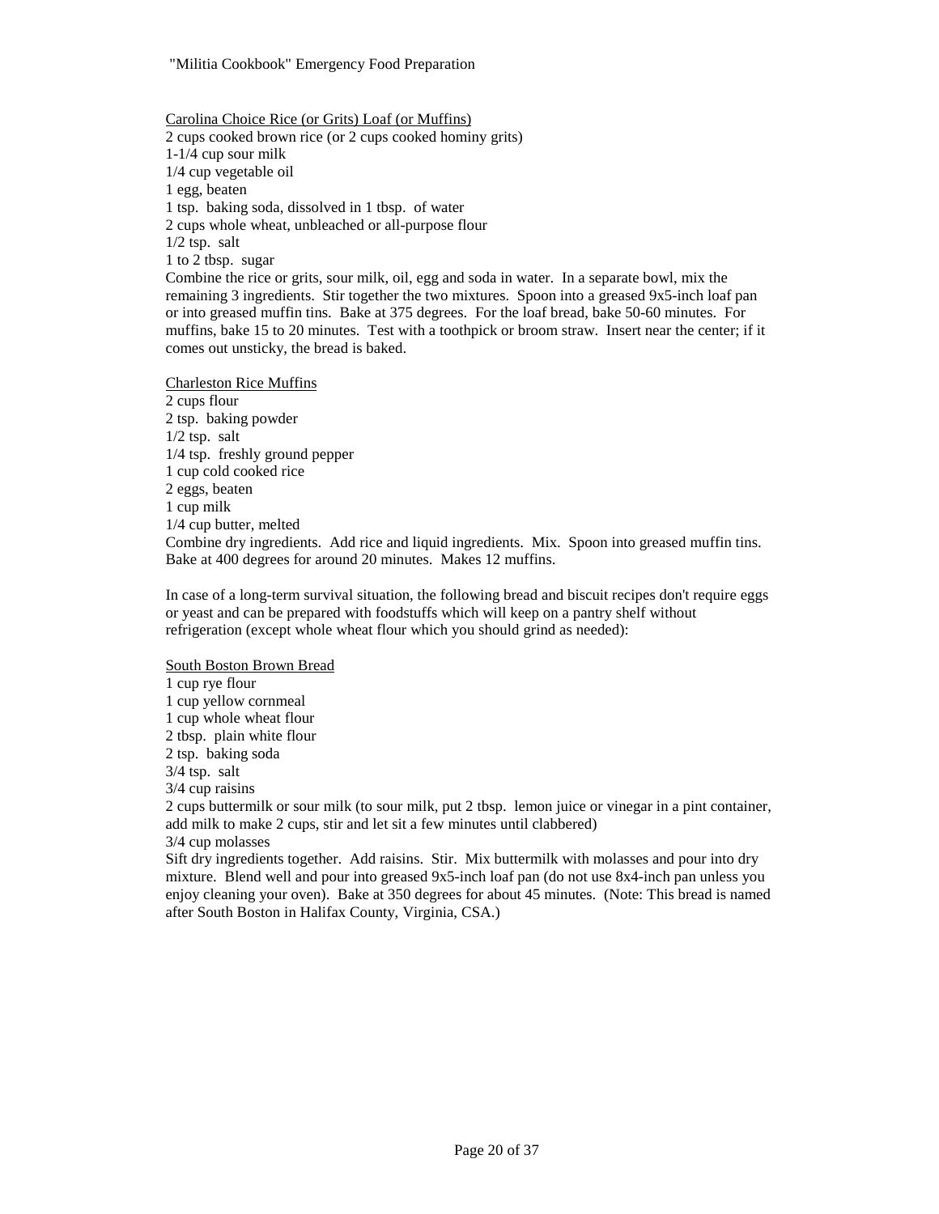Carolina Choice Rice (or Grits) Loaf (or Muffins)

2 cups cooked brown rice (or 2 cups cooked hominy grits)
1-1/4 cup sour milk
1/4 cup vegetable oil
1 egg, beaten
1 tsp. baking soda, dissolved in 1 tbsp. of water
2 cups whole wheat, unbleached or all-purpose flour
1/2 tsp. salt
1 to 2 tbsp. sugar

Combine the rice or grits, sour milk, oil, egg and soda in water. In a separate bowl, mix the remaining 3 ingredients. Stir together the two mixtures. Spoon into a greased 9x5-inch loaf pan or into greased muffin tins. Bake at 375 degrees. For the loaf bread, bake 50-60 minutes. For muffins, bake 15 to 20 minutes. Test with a toothpick or broom straw. Insert near the center; if it comes out unsticky, the bread is baked.

Charleston Rice Muffins

2 cups flour
2 tsp. baking powder
1/2 tsp. salt
1/4 tsp. freshly ground pepper
1 cup cold cooked rice
2 eggs, beaten
1 cup milk
1/4 cup butter, melted

Combine dry ingredients. Add rice and liquid ingredients. Mix. Spoon into greased muffin tins. Bake at 400 degrees for around 20 minutes. Makes 12 muffins.

In case of a long-term survival situation, the following bread and biscuit recipes don't require eggs or yeast and can be prepared with foodstuffs which will keep on a pantry shelf without refrigeration (except whole wheat flour which you should grind as needed):

South Boston Brown Bread

1 cup rye flour
1 cup yellow cornmeal
1 cup whole wheat flour
2 tbsp. plain white flour
2 tsp. baking soda
3/4 tsp. salt
3/4 cup raisins
2 cups buttermilk or sour milk (to sour milk, put 2 tbsp. lemon juice or vinegar in a pint container, add milk to make 2 cups, stir and let sit a few minutes until clabbered)
3/4 cup molasses

Sift dry ingredients together. Add raisins. Stir. Mix buttermilk with molasses and pour into dry mixture. Blend well and pour into greased 9x5-inch loaf pan (do not use 8x4-inch pan unless you enjoy cleaning your oven). Bake at 350 degrees for about 45 minutes. (Note: This bread is named after South Boston in Halifax County, Virginia, CSA.)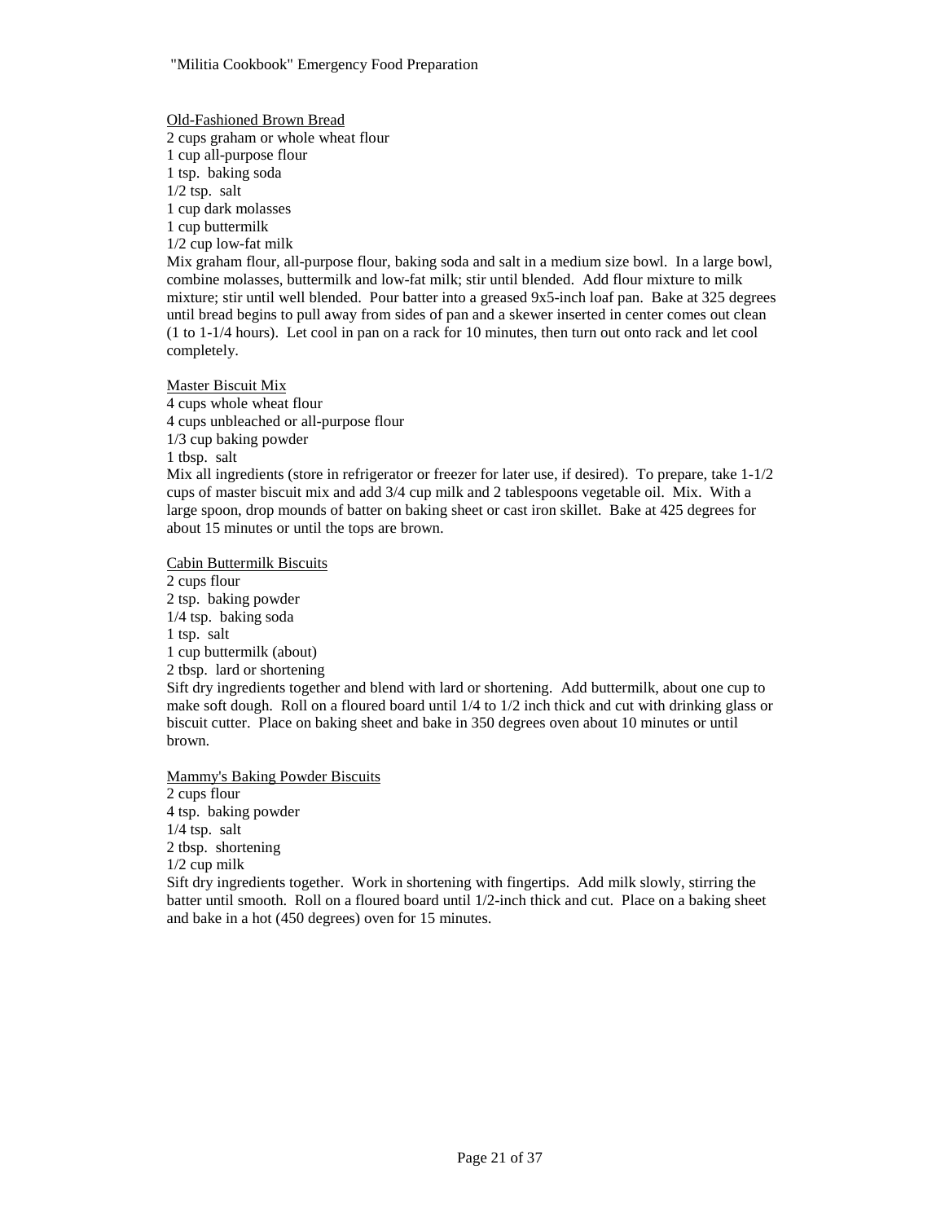### Old-Fashioned Brown Bread

2 cups graham or whole wheat flour
1 cup all-purpose flour
1 tsp. baking soda
1/2 tsp. salt
1 cup dark molasses
1 cup buttermilk
1/2 cup low-fat milk

Mix graham flour, all-purpose flour, baking soda and salt in a medium size bowl. In a large bowl, combine molasses, buttermilk and low-fat milk; stir until blended. Add flour mixture to milk mixture; stir until well blended. Pour batter into a greased 9x5-inch loaf pan. Bake at 325 degrees until bread begins to pull away from sides of pan and a skewer inserted in center comes out clean (1 to 1-1/4 hours). Let cool in pan on a rack for 10 minutes, then turn out onto rack and let cool completely.

### Master Biscuit Mix

4 cups whole wheat flour
4 cups unbleached or all-purpose flour
1/3 cup baking powder
1 tbsp. salt

Mix all ingredients (store in refrigerator or freezer for later use, if desired). To prepare, take 1-1/2 cups of master biscuit mix and add 3/4 cup milk and 2 tablespoons vegetable oil. Mix. With a large spoon, drop mounds of batter on baking sheet or cast iron skillet. Bake at 425 degrees for about 15 minutes or until the tops are brown.

### Cabin Buttermilk Biscuits

2 cups flour
2 tsp. baking powder
1/4 tsp. baking soda
1 tsp. salt
1 cup buttermilk (about)
2 tbsp. lard or shortening

Sift dry ingredients together and blend with lard or shortening. Add buttermilk, about one cup to make soft dough. Roll on a floured board until 1/4 to 1/2 inch thick and cut with drinking glass or biscuit cutter. Place on baking sheet and bake in 350 degrees oven about 10 minutes or until brown.

### Mammy's Baking Powder Biscuits

2 cups flour
4 tsp. baking powder
1/4 tsp. salt
2 tbsp. shortening
1/2 cup milk

Sift dry ingredients together. Work in shortening with fingertips. Add milk slowly, stirring the batter until smooth. Roll on a floured board until 1/2-inch thick and cut. Place on a baking sheet and bake in a hot (450 degrees) oven for 15 minutes.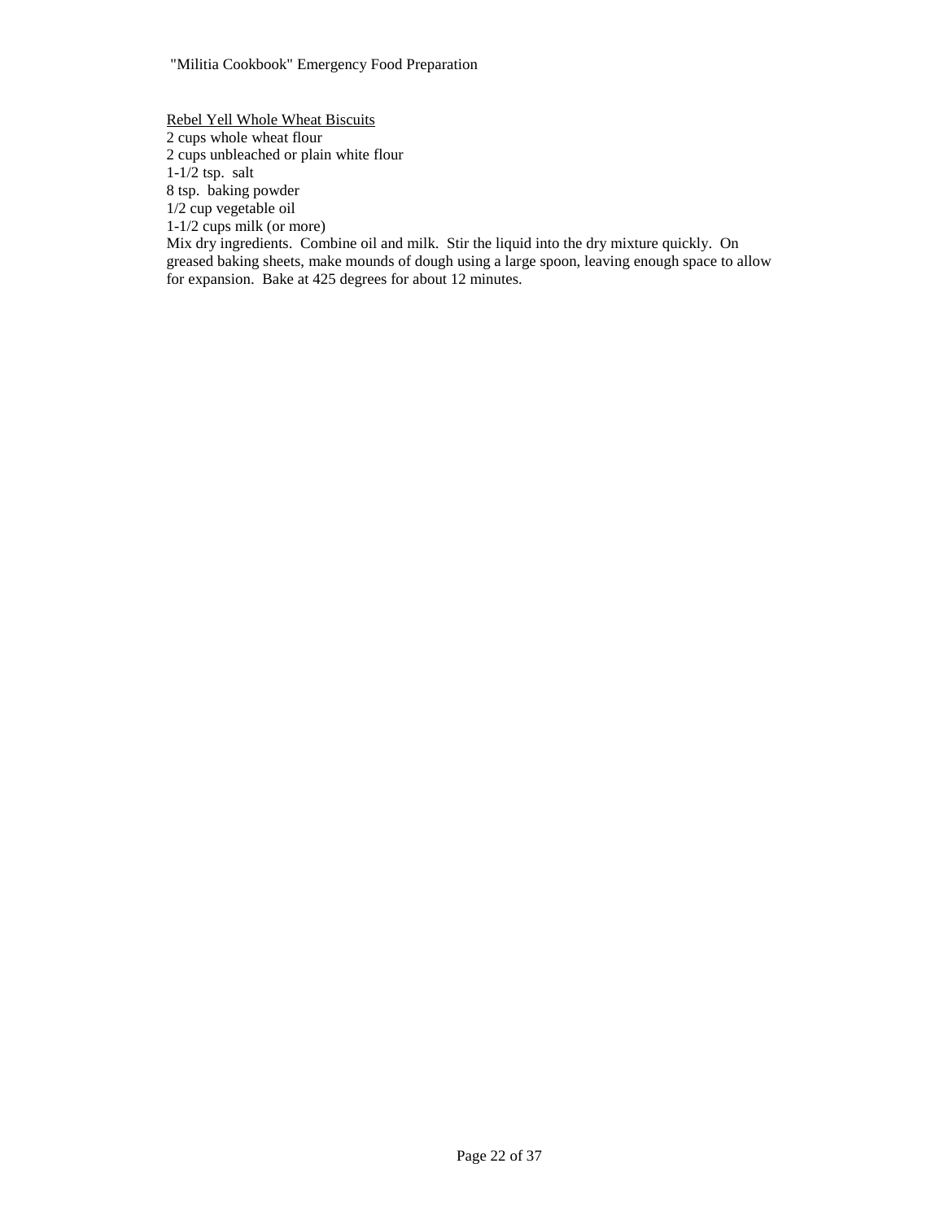Rebel Yell Whole Wheat Biscuits

2 cups whole wheat flour
2 cups unbleached or plain white flour
1-1/2 tsp. salt
8 tsp. baking powder
1/2 cup vegetable oil
1-1/2 cups milk (or more)

Mix dry ingredients. Combine oil and milk. Stir the liquid into the dry mixture quickly. On greased baking sheets, make mounds of dough using a large spoon, leaving enough space to allow for expansion. Bake at 425 degrees for about 12 minutes.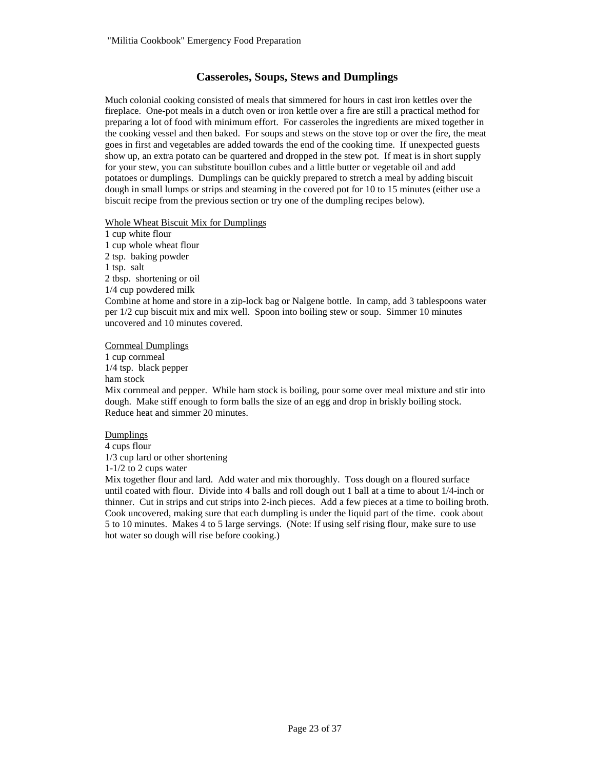## Casseroles, Soups, Stews and Dumplings

Much colonial cooking consisted of meals that simmered for hours in cast iron kettles over the fireplace. One-pot meals in a dutch oven or iron kettle over a fire are still a practical method for preparing a lot of food with minimum effort. For casseroles the ingredients are mixed together in the cooking vessel and then baked. For soups and stews on the stove top or over the fire, the meat goes in first and vegetables are added towards the end of the cooking time. If unexpected guests show up, an extra potato can be quartered and dropped in the stew pot. If meat is in short supply for your stew, you can substitute bouillon cubes and a little butter or vegetable oil and add potatoes or dumplings. Dumplings can be quickly prepared to stretch a meal by adding biscuit dough in small lumps or strips and steaming in the covered pot for 10 to 15 minutes (either use a biscuit recipe from the previous section or try one of the dumpling recipes below).

<u>Whole Wheat Biscuit Mix for Dumplings</u>

1 cup white flour
1 cup whole wheat flour
2 tsp. baking powder
1 tsp. salt
2 tbsp. shortening or oil
1/4 cup powdered milk

Combine at home and store in a zip-lock bag or Nalgene bottle. In camp, add 3 tablespoons water per 1/2 cup biscuit mix and mix well. Spoon into boiling stew or soup. Simmer 10 minutes uncovered and 10 minutes covered.

<u>Cornmeal Dumplings</u>

1 cup cornmeal
1/4 tsp. black pepper
ham stock

Mix cornmeal and pepper. While ham stock is boiling, pour some over meal mixture and stir into dough. Make stiff enough to form balls the size of an egg and drop in briskly boiling stock. Reduce heat and simmer 20 minutes.

<u>Dumplings</u>

4 cups flour
1/3 cup lard or other shortening
1-1/2 to 2 cups water

Mix together flour and lard. Add water and mix thoroughly. Toss dough on a floured surface until coated with flour. Divide into 4 balls and roll dough out 1 ball at a time to about 1/4-inch or thinner. Cut in strips and cut strips into 2-inch pieces. Add a few pieces at a time to boiling broth. Cook uncovered, making sure that each dumpling is under the liquid part of the time. cook about 5 to 10 minutes. Makes 4 to 5 large servings. (Note: If using self rising flour, make sure to use hot water so dough will rise before cooking.)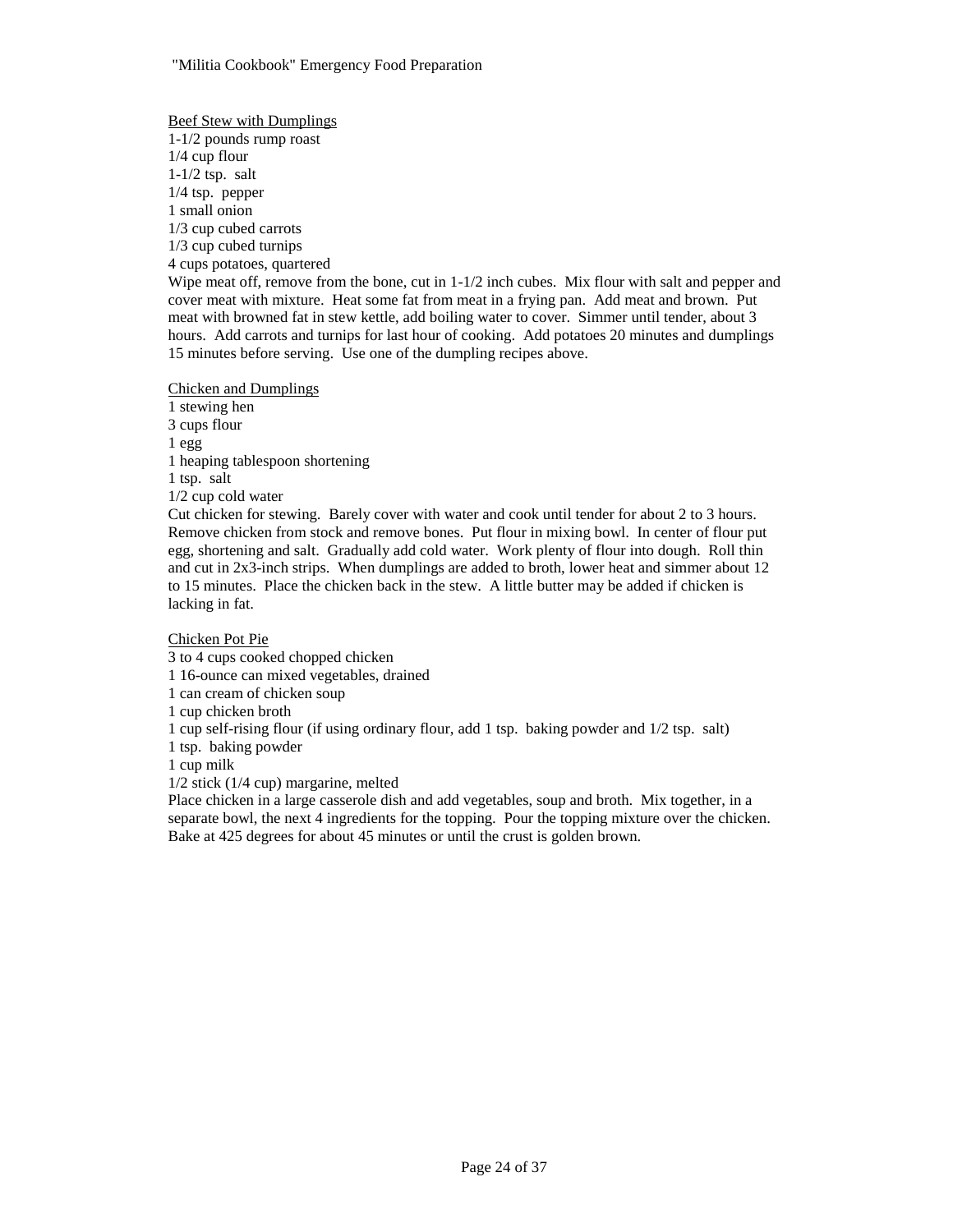<u>Beef Stew with Dumplings</u>

1-1/2 pounds rump roast
1/4 cup flour
1-1/2 tsp. salt
1/4 tsp. pepper
1 small onion
1/3 cup cubed carrots
1/3 cup cubed turnips
4 cups potatoes, quartered

Wipe meat off, remove from the bone, cut in 1-1/2 inch cubes. Mix flour with salt and pepper and cover meat with mixture. Heat some fat from meat in a frying pan. Add meat and brown. Put meat with browned fat in stew kettle, add boiling water to cover. Simmer until tender, about 3 hours. Add carrots and turnips for last hour of cooking. Add potatoes 20 minutes and dumplings 15 minutes before serving. Use one of the dumpling recipes above.

<u>Chicken and Dumplings</u>

1 stewing hen
3 cups flour
1 egg
1 heaping tablespoon shortening
1 tsp. salt
1/2 cup cold water

Cut chicken for stewing. Barely cover with water and cook until tender for about 2 to 3 hours. Remove chicken from stock and remove bones. Put flour in mixing bowl. In center of flour put egg, shortening and salt. Gradually add cold water. Work plenty of flour into dough. Roll thin and cut in 2x3-inch strips. When dumplings are added to broth, lower heat and simmer about 12 to 15 minutes. Place the chicken back in the stew. A little butter may be added if chicken is lacking in fat.

<u>Chicken Pot Pie</u>

3 to 4 cups cooked chopped chicken
1 16-ounce can mixed vegetables, drained
1 can cream of chicken soup
1 cup chicken broth
1 cup self-rising flour (if using ordinary flour, add 1 tsp. baking powder and 1/2 tsp. salt)
1 tsp. baking powder
1 cup milk
1/2 stick (1/4 cup) margarine, melted

Place chicken in a large casserole dish and add vegetables, soup and broth. Mix together, in a separate bowl, the next 4 ingredients for the topping. Pour the topping mixture over the chicken. Bake at 425 degrees for about 45 minutes or until the crust is golden brown.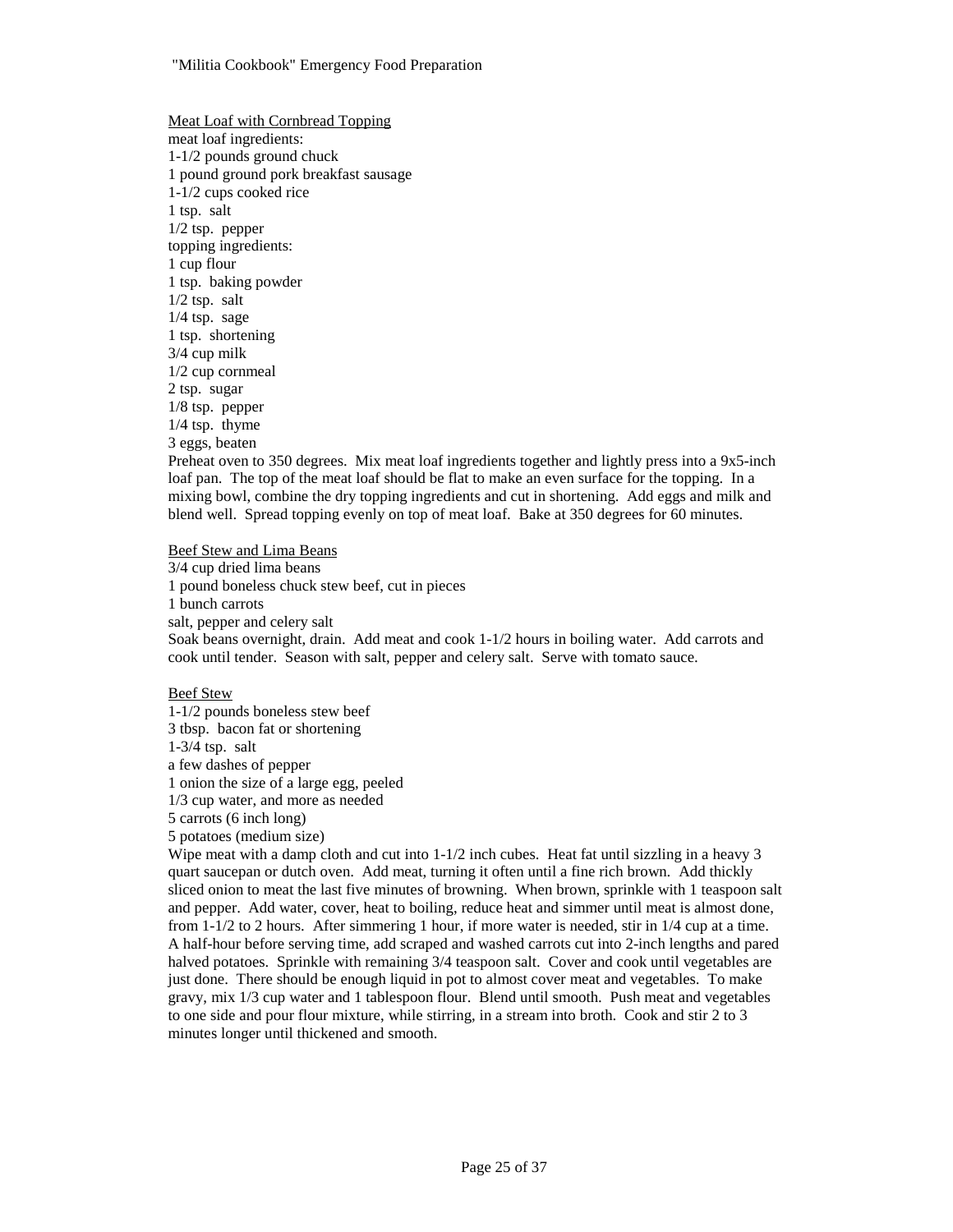Meat Loaf with Cornbread Topping

meat loaf ingredients:
1-1/2 pounds ground chuck
1 pound ground pork breakfast sausage
1-1/2 cups cooked rice
1 tsp. salt
1/2 tsp. pepper
topping ingredients:
1 cup flour
1 tsp. baking powder
1/2 tsp. salt
1/4 tsp. sage
1 tsp. shortening
3/4 cup milk
1/2 cup cornmeal
2 tsp. sugar
1/8 tsp. pepper
1/4 tsp. thyme
3 eggs, beaten

Preheat oven to 350 degrees. Mix meat loaf ingredients together and lightly press into a 9x5-inch loaf pan. The top of the meat loaf should be flat to make an even surface for the topping. In a mixing bowl, combine the dry topping ingredients and cut in shortening. Add eggs and milk and blend well. Spread topping evenly on top of meat loaf. Bake at 350 degrees for 60 minutes.

Beef Stew and Lima Beans

3/4 cup dried lima beans
1 pound boneless chuck stew beef, cut in pieces
1 bunch carrots
salt, pepper and celery salt

Soak beans overnight, drain. Add meat and cook 1-1/2 hours in boiling water. Add carrots and cook until tender. Season with salt, pepper and celery salt. Serve with tomato sauce.

Beef Stew

1-1/2 pounds boneless stew beef
3 tbsp. bacon fat or shortening
1-3/4 tsp. salt
a few dashes of pepper
1 onion the size of a large egg, peeled
1/3 cup water, and more as needed
5 carrots (6 inch long)
5 potatoes (medium size)

Wipe meat with a damp cloth and cut into 1-1/2 inch cubes. Heat fat until sizzling in a heavy 3 quart saucepan or dutch oven. Add meat, turning it often until a fine rich brown. Add thickly sliced onion to meat the last five minutes of browning. When brown, sprinkle with 1 teaspoon salt and pepper. Add water, cover, heat to boiling, reduce heat and simmer until meat is almost done, from 1-1/2 to 2 hours. After simmering 1 hour, if more water is needed, stir in 1/4 cup at a time. A half-hour before serving time, add scraped and washed carrots cut into 2-inch lengths and pared halved potatoes. Sprinkle with remaining 3/4 teaspoon salt. Cover and cook until vegetables are just done. There should be enough liquid in pot to almost cover meat and vegetables. To make gravy, mix 1/3 cup water and 1 tablespoon flour. Blend until smooth. Push meat and vegetables to one side and pour flour mixture, while stirring, in a stream into broth. Cook and stir 2 to 3 minutes longer until thickened and smooth.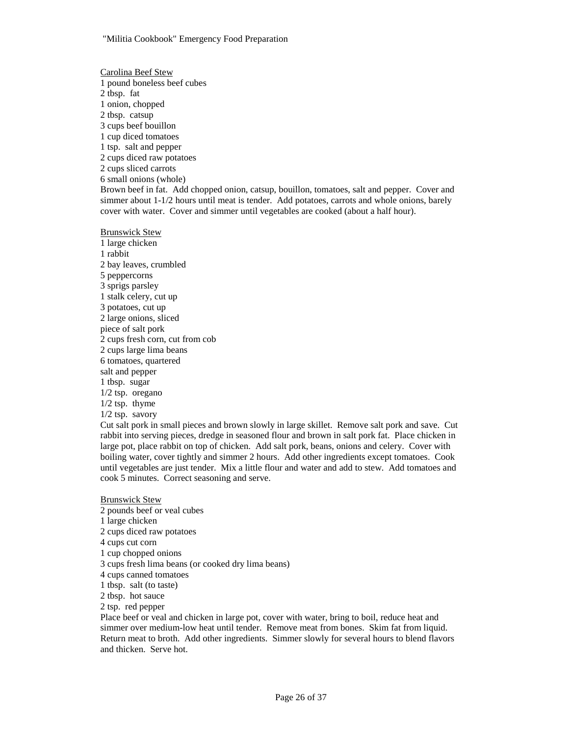Carolina Beef Stew

1 pound boneless beef cubes
2 tbsp. fat
1 onion, chopped
2 tbsp. catsup
3 cups beef bouillon
1 cup diced tomatoes
1 tsp. salt and pepper
2 cups diced raw potatoes
2 cups sliced carrots
6 small onions (whole)

Brown beef in fat. Add chopped onion, catsup, bouillon, tomatoes, salt and pepper. Cover and simmer about 1-1/2 hours until meat is tender. Add potatoes, carrots and whole onions, barely cover with water. Cover and simmer until vegetables are cooked (about a half hour).

Brunswick Stew

1 large chicken
1 rabbit
2 bay leaves, crumbled
5 peppercorns
3 sprigs parsley
1 stalk celery, cut up
3 potatoes, cut up
2 large onions, sliced
piece of salt pork
2 cups fresh corn, cut from cob
2 cups large lima beans
6 tomatoes, quartered
salt and pepper
1 tbsp. sugar
1/2 tsp. oregano
1/2 tsp. thyme
1/2 tsp. savory

Cut salt pork in small pieces and brown slowly in large skillet. Remove salt pork and save. Cut rabbit into serving pieces, dredge in seasoned flour and brown in salt pork fat. Place chicken in large pot, place rabbit on top of chicken. Add salt pork, beans, onions and celery. Cover with boiling water, cover tightly and simmer 2 hours. Add other ingredients except tomatoes. Cook until vegetables are just tender. Mix a little flour and water and add to stew. Add tomatoes and cook 5 minutes. Correct seasoning and serve.

Brunswick Stew

2 pounds beef or veal cubes
1 large chicken
2 cups diced raw potatoes
4 cups cut corn
1 cup chopped onions
3 cups fresh lima beans (or cooked dry lima beans)
4 cups canned tomatoes
1 tbsp. salt (to taste)
2 tbsp. hot sauce
2 tsp. red pepper

Place beef or veal and chicken in large pot, cover with water, bring to boil, reduce heat and simmer over medium-low heat until tender. Remove meat from bones. Skim fat from liquid. Return meat to broth. Add other ingredients. Simmer slowly for several hours to blend flavors and thicken. Serve hot.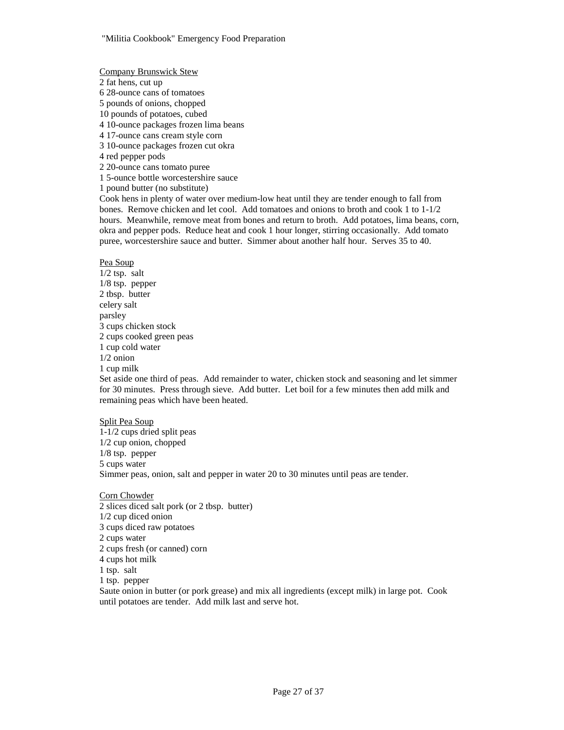Company Brunswick Stew

2 fat hens, cut up
6 28-ounce cans of tomatoes
5 pounds of onions, chopped
10 pounds of potatoes, cubed
4 10-ounce packages frozen lima beans
4 17-ounce cans cream style corn
3 10-ounce packages frozen cut okra
4 red pepper pods
2 20-ounce cans tomato puree
1 5-ounce bottle worcestershire sauce
1 pound butter (no substitute)

Cook hens in plenty of water over medium-low heat until they are tender enough to fall from bones. Remove chicken and let cool. Add tomatoes and onions to broth and cook 1 to 1-1/2 hours. Meanwhile, remove meat from bones and return to broth. Add potatoes, lima beans, corn, okra and pepper pods. Reduce heat and cook 1 hour longer, stirring occasionally. Add tomato puree, worcestershire sauce and butter. Simmer about another half hour. Serves 35 to 40.

Pea Soup

1/2 tsp. salt
1/8 tsp. pepper
2 tbsp. butter
celery salt
parsley
3 cups chicken stock
2 cups cooked green peas
1 cup cold water
1/2 onion
1 cup milk

Set aside one third of peas. Add remainder to water, chicken stock and seasoning and let simmer for 30 minutes. Press through sieve. Add butter. Let boil for a few minutes then add milk and remaining peas which have been heated.

Split Pea Soup

1-1/2 cups dried split peas
1/2 cup onion, chopped
1/8 tsp. pepper
5 cups water

Simmer peas, onion, salt and pepper in water 20 to 30 minutes until peas are tender.

Corn Chowder

2 slices diced salt pork (or 2 tbsp. butter)
1/2 cup diced onion
3 cups diced raw potatoes
2 cups water
2 cups fresh (or canned) corn
4 cups hot milk
1 tsp. salt
1 tsp. pepper

Saute onion in butter (or pork grease) and mix all ingredients (except milk) in large pot. Cook until potatoes are tender. Add milk last and serve hot.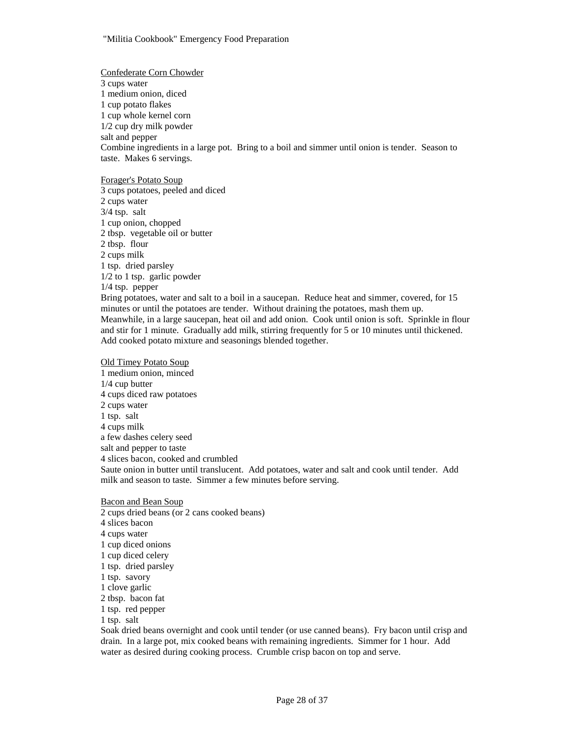Confederate Corn Chowder

3 cups water
1 medium onion, diced
1 cup potato flakes
1 cup whole kernel corn
1/2 cup dry milk powder
salt and pepper
Combine ingredients in a large pot. Bring to a boil and simmer until onion is tender. Season to taste. Makes 6 servings.

Forager's Potato Soup

3 cups potatoes, peeled and diced
2 cups water
3/4 tsp. salt
1 cup onion, chopped
2 tbsp. vegetable oil or butter
2 tbsp. flour
2 cups milk
1 tsp. dried parsley
1/2 to 1 tsp. garlic powder
1/4 tsp. pepper
Bring potatoes, water and salt to a boil in a saucepan. Reduce heat and simmer, covered, for 15 minutes or until the potatoes are tender. Without draining the potatoes, mash them up. Meanwhile, in a large saucepan, heat oil and add onion. Cook until onion is soft. Sprinkle in flour and stir for 1 minute. Gradually add milk, stirring frequently for 5 or 10 minutes until thickened. Add cooked potato mixture and seasonings blended together.

Old Timey Potato Soup

1 medium onion, minced
1/4 cup butter
4 cups diced raw potatoes
2 cups water
1 tsp. salt
4 cups milk
a few dashes celery seed
salt and pepper to taste
4 slices bacon, cooked and crumbled
Saute onion in butter until translucent. Add potatoes, water and salt and cook until tender. Add milk and season to taste. Simmer a few minutes before serving.

Bacon and Bean Soup

2 cups dried beans (or 2 cans cooked beans)
4 slices bacon
4 cups water
1 cup diced onions
1 cup diced celery
1 tsp. dried parsley
1 tsp. savory
1 clove garlic
2 tbsp. bacon fat
1 tsp. red pepper
1 tsp. salt
Soak dried beans overnight and cook until tender (or use canned beans). Fry bacon until crisp and drain. In a large pot, mix cooked beans with remaining ingredients. Simmer for 1 hour. Add water as desired during cooking process. Crumble crisp bacon on top and serve.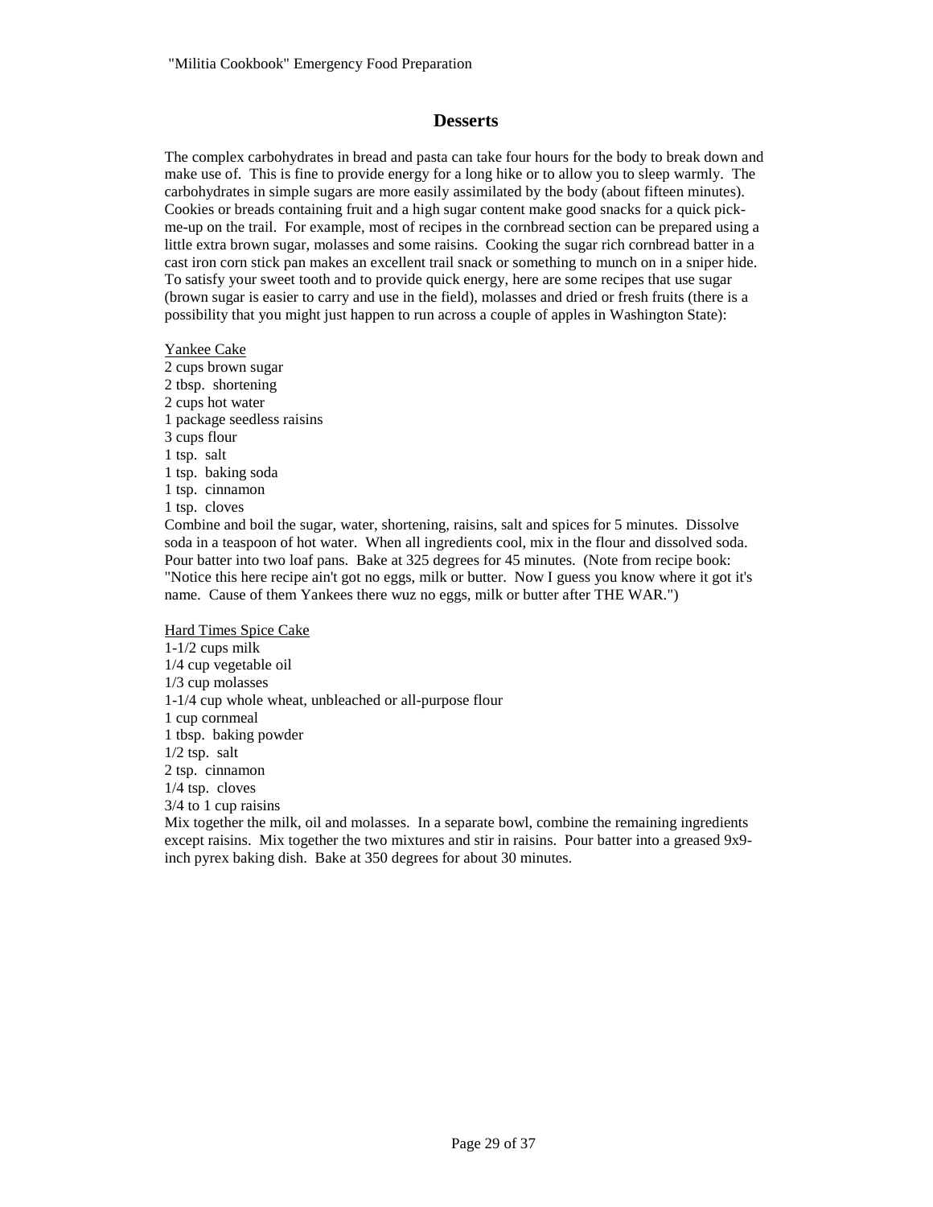## Desserts

The complex carbohydrates in bread and pasta can take four hours for the body to break down and make use of. This is fine to provide energy for a long hike or to allow you to sleep warmly. The carbohydrates in simple sugars are more easily assimilated by the body (about fifteen minutes). Cookies or breads containing fruit and a high sugar content make good snacks for a quick pick-me-up on the trail. For example, most of recipes in the cornbread section can be prepared using a little extra brown sugar, molasses and some raisins. Cooking the sugar rich cornbread batter in a cast iron corn stick pan makes an excellent trail snack or something to munch on in a sniper hide. To satisfy your sweet tooth and to provide quick energy, here are some recipes that use sugar (brown sugar is easier to carry and use in the field), molasses and dried or fresh fruits (there is a possibility that you might just happen to run across a couple of apples in Washington State):

<u>Yankee Cake</u>
2 cups brown sugar
2 tbsp. shortening
2 cups hot water
1 package seedless raisins
3 cups flour
1 tsp. salt
1 tsp. baking soda
1 tsp. cinnamon
1 tsp. cloves
Combine and boil the sugar, water, shortening, raisins, salt and spices for 5 minutes. Dissolve soda in a teaspoon of hot water. When all ingredients cool, mix in the flour and dissolved soda. Pour batter into two loaf pans. Bake at 325 degrees for 45 minutes. (Note from recipe book: "Notice this here recipe ain't got no eggs, milk or butter. Now I guess you know where it got it's name. Cause of them Yankees there wuz no eggs, milk or butter after THE WAR.")

<u>Hard Times Spice Cake</u>
1-1/2 cups milk
1/4 cup vegetable oil
1/3 cup molasses
1-1/4 cup whole wheat, unbleached or all-purpose flour
1 cup cornmeal
1 tbsp. baking powder
1/2 tsp. salt
2 tsp. cinnamon
1/4 tsp. cloves
3/4 to 1 cup raisins
Mix together the milk, oil and molasses. In a separate bowl, combine the remaining ingredients except raisins. Mix together the two mixtures and stir in raisins. Pour batter into a greased 9x9-inch pyrex baking dish. Bake at 350 degrees for about 30 minutes.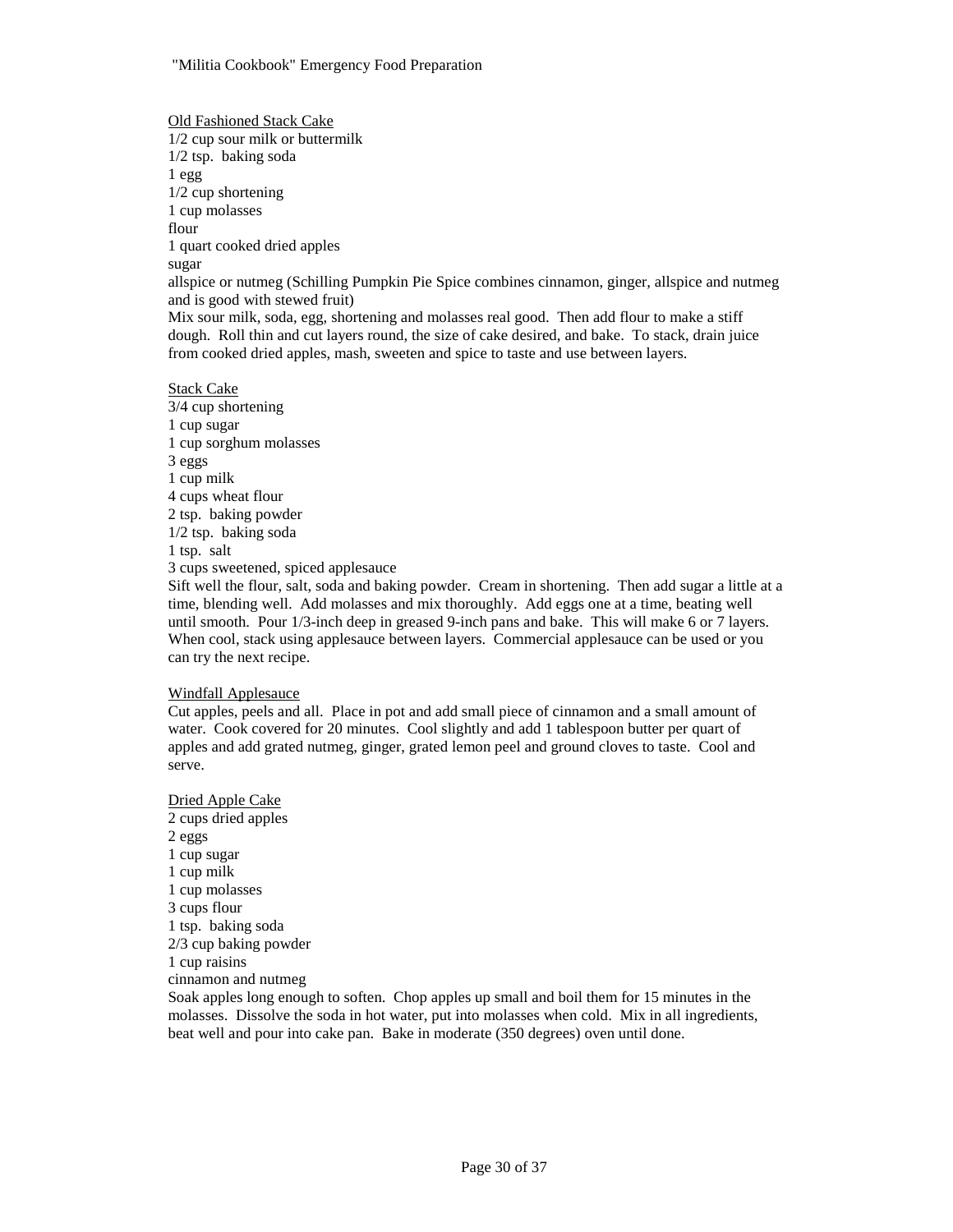Old Fashioned Stack Cake

1/2 cup sour milk or buttermilk
1/2 tsp. baking soda
1 egg
1/2 cup shortening
1 cup molasses
flour
1 quart cooked dried apples
sugar
allspice or nutmeg (Schilling Pumpkin Pie Spice combines cinnamon, ginger, allspice and nutmeg and is good with stewed fruit)

Mix sour milk, soda, egg, shortening and molasses real good. Then add flour to make a stiff dough. Roll thin and cut layers round, the size of cake desired, and bake. To stack, drain juice from cooked dried apples, mash, sweeten and spice to taste and use between layers.

Stack Cake

3/4 cup shortening
1 cup sugar
1 cup sorghum molasses
3 eggs
1 cup milk
4 cups wheat flour
2 tsp. baking powder
1/2 tsp. baking soda
1 tsp. salt
3 cups sweetened, spiced applesauce

Sift well the flour, salt, soda and baking powder. Cream in shortening. Then add sugar a little at a time, blending well. Add molasses and mix thoroughly. Add eggs one at a time, beating well until smooth. Pour 1/3-inch deep in greased 9-inch pans and bake. This will make 6 or 7 layers. When cool, stack using applesauce between layers. Commercial applesauce can be used or you can try the next recipe.

Windfall Applesauce

Cut apples, peels and all. Place in pot and add small piece of cinnamon and a small amount of water. Cook covered for 20 minutes. Cool slightly and add 1 tablespoon butter per quart of apples and add grated nutmeg, ginger, grated lemon peel and ground cloves to taste. Cool and serve.

Dried Apple Cake

2 cups dried apples
2 eggs
1 cup sugar
1 cup milk
1 cup molasses
3 cups flour
1 tsp. baking soda
2/3 cup baking powder
1 cup raisins
cinnamon and nutmeg

Soak apples long enough to soften. Chop apples up small and boil them for 15 minutes in the molasses. Dissolve the soda in hot water, put into molasses when cold. Mix in all ingredients, beat well and pour into cake pan. Bake in moderate (350 degrees) oven until done.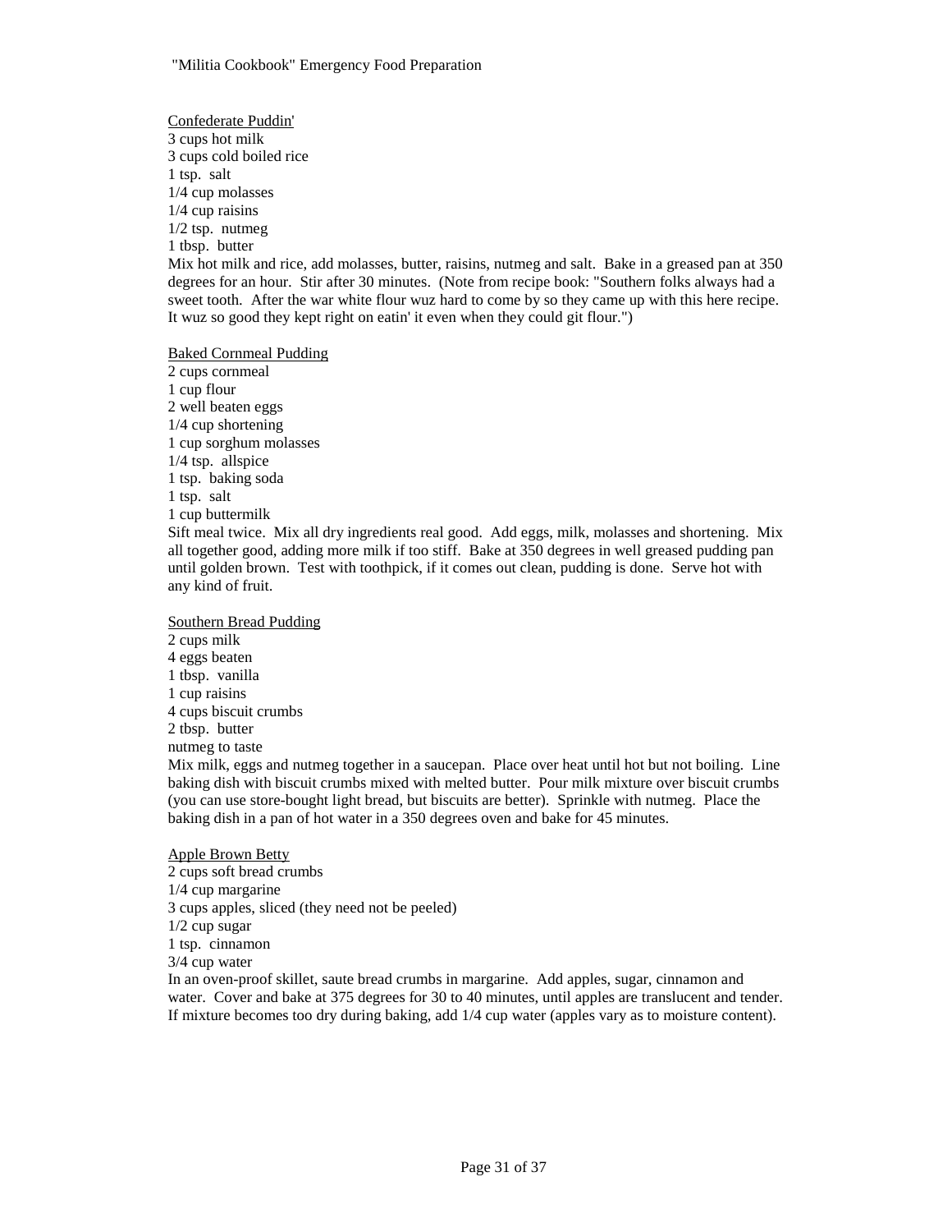Confederate Puddin'

3 cups hot milk
3 cups cold boiled rice
1 tsp. salt
1/4 cup molasses
1/4 cup raisins
1/2 tsp. nutmeg
1 tbsp. butter

Mix hot milk and rice, add molasses, butter, raisins, nutmeg and salt. Bake in a greased pan at 350 degrees for an hour. Stir after 30 minutes. (Note from recipe book: "Southern folks always had a sweet tooth. After the war white flour wuz hard to come by so they came up with this here recipe. It wuz so good they kept right on eatin' it even when they could git flour.")

Baked Cornmeal Pudding

2 cups cornmeal
1 cup flour
2 well beaten eggs
1/4 cup shortening
1 cup sorghum molasses
1/4 tsp. allspice
1 tsp. baking soda
1 tsp. salt
1 cup buttermilk

Sift meal twice. Mix all dry ingredients real good. Add eggs, milk, molasses and shortening. Mix all together good, adding more milk if too stiff. Bake at 350 degrees in well greased pudding pan until golden brown. Test with toothpick, if it comes out clean, pudding is done. Serve hot with any kind of fruit.

Southern Bread Pudding

2 cups milk
4 eggs beaten
1 tbsp. vanilla
1 cup raisins
4 cups biscuit crumbs
2 tbsp. butter
nutmeg to taste

Mix milk, eggs and nutmeg together in a saucepan. Place over heat until hot but not boiling. Line baking dish with biscuit crumbs mixed with melted butter. Pour milk mixture over biscuit crumbs (you can use store-bought light bread, but biscuits are better). Sprinkle with nutmeg. Place the baking dish in a pan of hot water in a 350 degrees oven and bake for 45 minutes.

Apple Brown Betty

2 cups soft bread crumbs
1/4 cup margarine
3 cups apples, sliced (they need not be peeled)
1/2 cup sugar
1 tsp. cinnamon
3/4 cup water

In an oven-proof skillet, saute bread crumbs in margarine. Add apples, sugar, cinnamon and water. Cover and bake at 375 degrees for 30 to 40 minutes, until apples are translucent and tender. If mixture becomes too dry during baking, add 1/4 cup water (apples vary as to moisture content).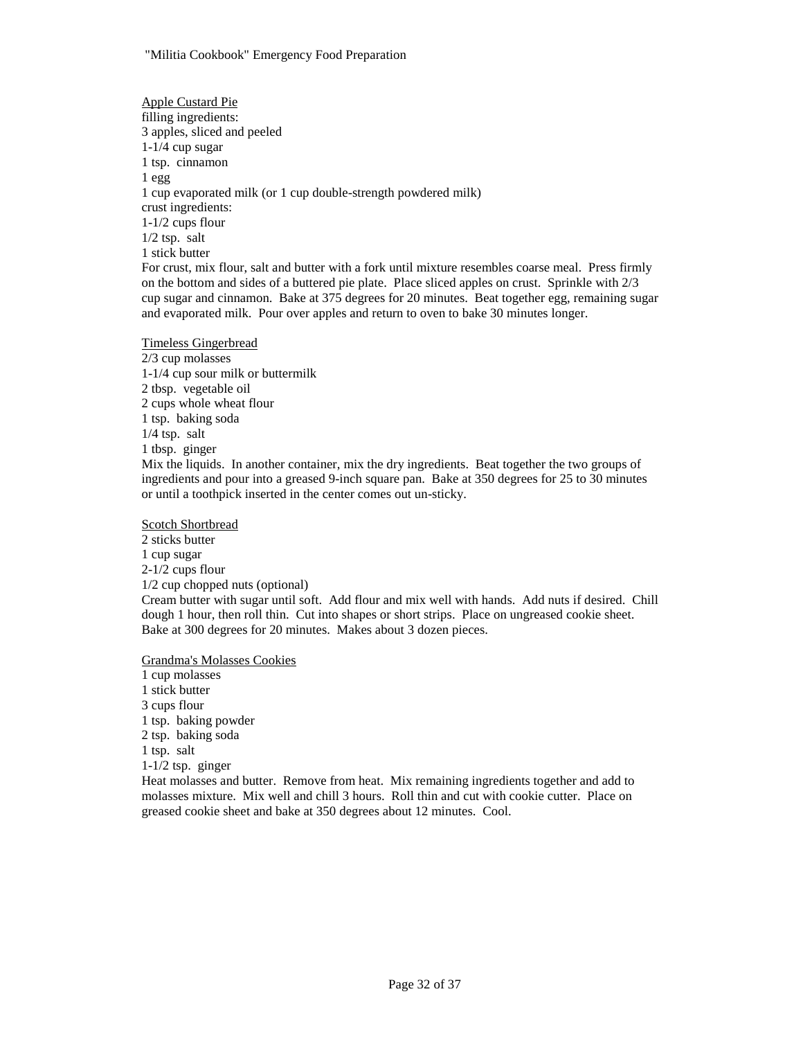<u>Apple Custard Pie</u>

filling ingredients:
3 apples, sliced and peeled
1-1/4 cup sugar
1 tsp. cinnamon
1 egg
1 cup evaporated milk (or 1 cup double-strength powdered milk)
crust ingredients:
1-1/2 cups flour
1/2 tsp. salt
1 stick butter

For crust, mix flour, salt and butter with a fork until mixture resembles coarse meal. Press firmly on the bottom and sides of a buttered pie plate. Place sliced apples on crust. Sprinkle with 2/3 cup sugar and cinnamon. Bake at 375 degrees for 20 minutes. Beat together egg, remaining sugar and evaporated milk. Pour over apples and return to oven to bake 30 minutes longer.

<u>Timeless Gingerbread</u>

2/3 cup molasses
1-1/4 cup sour milk or buttermilk
2 tbsp. vegetable oil
2 cups whole wheat flour
1 tsp. baking soda
1/4 tsp. salt
1 tbsp. ginger

Mix the liquids. In another container, mix the dry ingredients. Beat together the two groups of ingredients and pour into a greased 9-inch square pan. Bake at 350 degrees for 25 to 30 minutes or until a toothpick inserted in the center comes out un-sticky.

<u>Scotch Shortbread</u>

2 sticks butter
1 cup sugar
2-1/2 cups flour
1/2 cup chopped nuts (optional)

Cream butter with sugar until soft. Add flour and mix well with hands. Add nuts if desired. Chill dough 1 hour, then roll thin. Cut into shapes or short strips. Place on ungreased cookie sheet. Bake at 300 degrees for 20 minutes. Makes about 3 dozen pieces.

<u>Grandma's Molasses Cookies</u>

1 cup molasses
1 stick butter
3 cups flour
1 tsp. baking powder
2 tsp. baking soda
1 tsp. salt
1-1/2 tsp. ginger

Heat molasses and butter. Remove from heat. Mix remaining ingredients together and add to molasses mixture. Mix well and chill 3 hours. Roll thin and cut with cookie cutter. Place on greased cookie sheet and bake at 350 degrees about 12 minutes. Cool.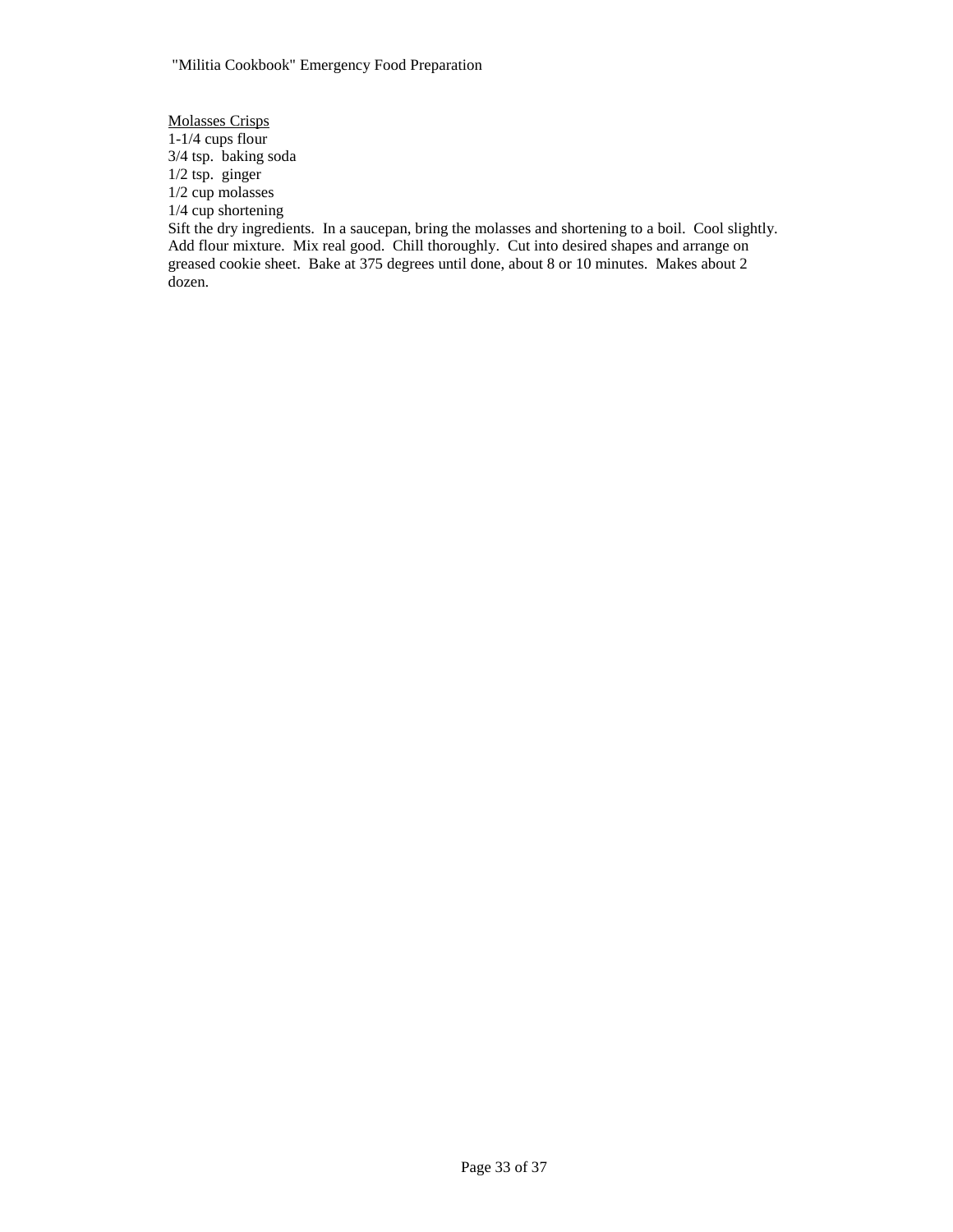<u>Molasses Crisps</u>

1-1/4 cups flour
3/4 tsp. baking soda
1/2 tsp. ginger
1/2 cup molasses
1/4 cup shortening

Sift the dry ingredients. In a saucepan, bring the molasses and shortening to a boil. Cool slightly. Add flour mixture. Mix real good. Chill thoroughly. Cut into desired shapes and arrange on greased cookie sheet. Bake at 375 degrees until done, about 8 or 10 minutes. Makes about 2 dozen.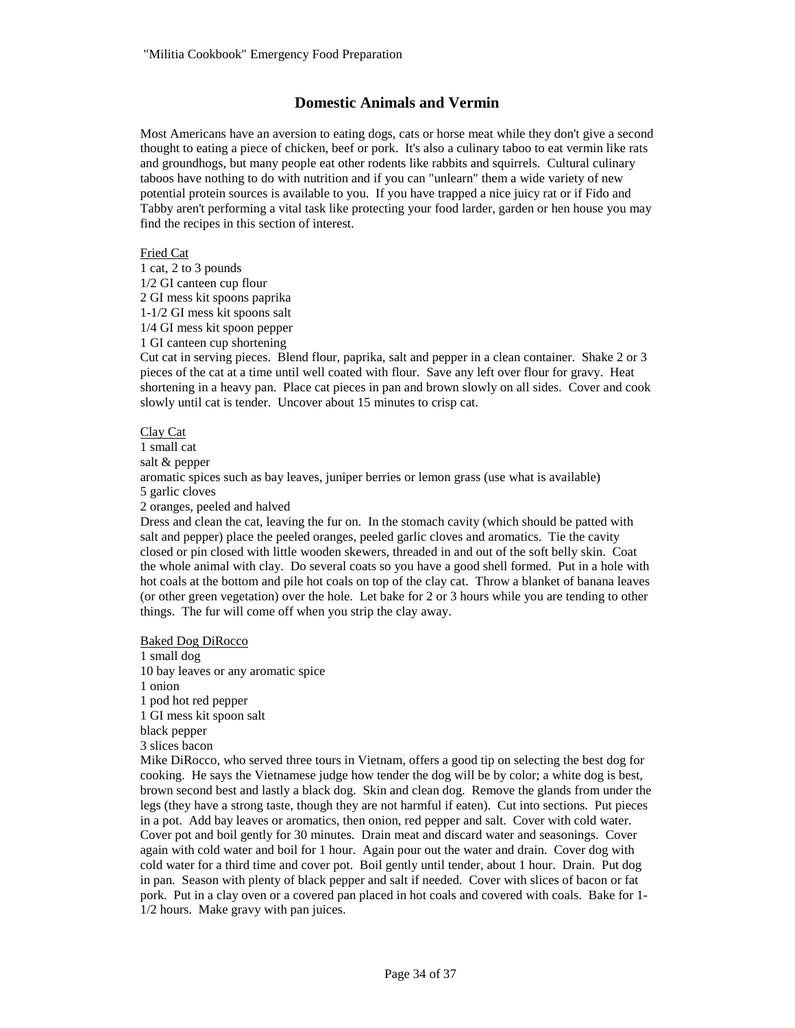## Domestic Animals and Vermin

Most Americans have an aversion to eating dogs, cats or horse meat while they don't give a second thought to eating a piece of chicken, beef or pork. It's also a culinary taboo to eat vermin like rats and groundhogs, but many people eat other rodents like rabbits and squirrels. Cultural culinary taboos have nothing to do with nutrition and if you can "unlearn" them a wide variety of new potential protein sources is available to you. If you have trapped a nice juicy rat or if Fido and Tabby aren't performing a vital task like protecting your food larder, garden or hen house you may find the recipes in this section of interest.

<u>Fried Cat</u>

1 cat, 2 to 3 pounds
1/2 GI canteen cup flour
2 GI mess kit spoons paprika
1-1/2 GI mess kit spoons salt
1/4 GI mess kit spoon pepper
1 GI canteen cup shortening

Cut cat in serving pieces. Blend flour, paprika, salt and pepper in a clean container. Shake 2 or 3 pieces of the cat at a time until well coated with flour. Save any left over flour for gravy. Heat shortening in a heavy pan. Place cat pieces in pan and brown slowly on all sides. Cover and cook slowly until cat is tender. Uncover about 15 minutes to crisp cat.

<u>Clay Cat</u>

1 small cat
salt & pepper
aromatic spices such as bay leaves, juniper berries or lemon grass (use what is available)
5 garlic cloves
2 oranges, peeled and halved

Dress and clean the cat, leaving the fur on. In the stomach cavity (which should be patted with salt and pepper) place the peeled oranges, peeled garlic cloves and aromatics. Tie the cavity closed or pin closed with little wooden skewers, threaded in and out of the soft belly skin. Coat the whole animal with clay. Do several coats so you have a good shell formed. Put in a hole with hot coals at the bottom and pile hot coals on top of the clay cat. Throw a blanket of banana leaves (or other green vegetation) over the hole. Let bake for 2 or 3 hours while you are tending to other things. The fur will come off when you strip the clay away.

<u>Baked Dog DiRocco</u>

1 small dog
10 bay leaves or any aromatic spice
1 onion
1 pod hot red pepper
1 GI mess kit spoon salt
black pepper
3 slices bacon

Mike DiRocco, who served three tours in Vietnam, offers a good tip on selecting the best dog for cooking. He says the Vietnamese judge how tender the dog will be by color; a white dog is best, brown second best and lastly a black dog. Skin and clean dog. Remove the glands from under the legs (they have a strong taste, though they are not harmful if eaten). Cut into sections. Put pieces in a pot. Add bay leaves or aromatics, then onion, red pepper and salt. Cover with cold water. Cover pot and boil gently for 30 minutes. Drain meat and discard water and seasonings. Cover again with cold water and boil for 1 hour. Again pour out the water and drain. Cover dog with cold water for a third time and cover pot. Boil gently until tender, about 1 hour. Drain. Put dog in pan. Season with plenty of black pepper and salt if needed. Cover with slices of bacon or fat pork. Put in a clay oven or a covered pan placed in hot coals and covered with coals. Bake for 1-1/2 hours. Make gravy with pan juices.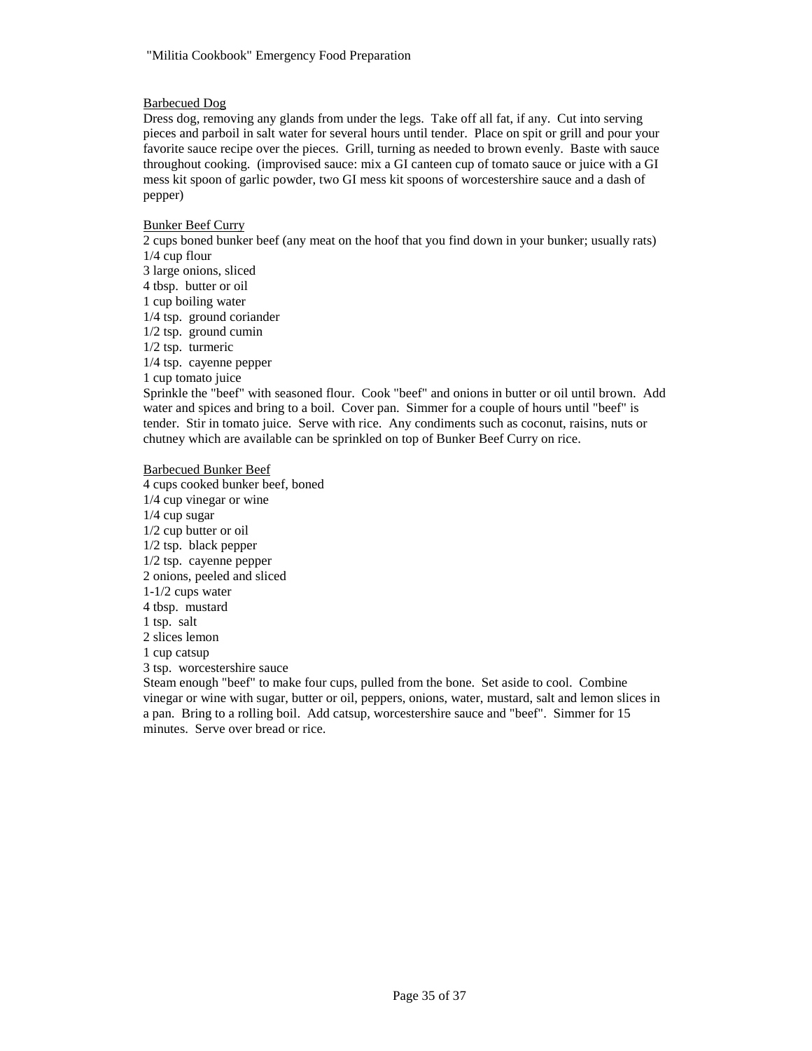Barbecued Dog

Dress dog, removing any glands from under the legs. Take off all fat, if any. Cut into serving pieces and parboil in salt water for several hours until tender. Place on spit or grill and pour your favorite sauce recipe over the pieces. Grill, turning as needed to brown evenly. Baste with sauce throughout cooking. (improvised sauce: mix a GI canteen cup of tomato sauce or juice with a GI mess kit spoon of garlic powder, two GI mess kit spoons of worcestershire sauce and a dash of pepper)

Bunker Beef Curry

2 cups boned bunker beef (any meat on the hoof that you find down in your bunker; usually rats)
1/4 cup flour
3 large onions, sliced
4 tbsp. butter or oil
1 cup boiling water
1/4 tsp. ground coriander
1/2 tsp. ground cumin
1/2 tsp. turmeric
1/4 tsp. cayenne pepper
1 cup tomato juice

Sprinkle the "beef" with seasoned flour. Cook "beef" and onions in butter or oil until brown. Add water and spices and bring to a boil. Cover pan. Simmer for a couple of hours until "beef" is tender. Stir in tomato juice. Serve with rice. Any condiments such as coconut, raisins, nuts or chutney which are available can be sprinkled on top of Bunker Beef Curry on rice.

Barbecued Bunker Beef

4 cups cooked bunker beef, boned
1/4 cup vinegar or wine
1/4 cup sugar
1/2 cup butter or oil
1/2 tsp. black pepper
1/2 tsp. cayenne pepper
2 onions, peeled and sliced
1-1/2 cups water
4 tbsp. mustard
1 tsp. salt
2 slices lemon
1 cup catsup
3 tsp. worcestershire sauce

Steam enough "beef" to make four cups, pulled from the bone. Set aside to cool. Combine vinegar or wine with sugar, butter or oil, peppers, onions, water, mustard, salt and lemon slices in a pan. Bring to a rolling boil. Add catsup, worcestershire sauce and "beef". Simmer for 15 minutes. Serve over bread or rice.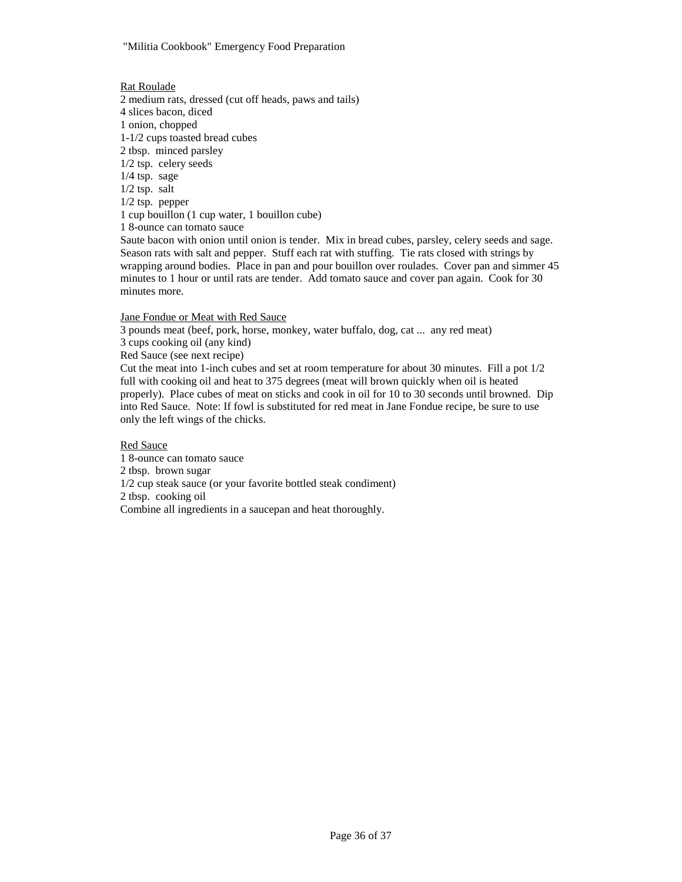Rat Roulade

2 medium rats, dressed (cut off heads, paws and tails)
4 slices bacon, diced
1 onion, chopped
1-1/2 cups toasted bread cubes
2 tbsp. minced parsley
1/2 tsp. celery seeds
1/4 tsp. sage
1/2 tsp. salt
1/2 tsp. pepper
1 cup bouillon (1 cup water, 1 bouillon cube)
1 8-ounce can tomato sauce

Saute bacon with onion until onion is tender. Mix in bread cubes, parsley, celery seeds and sage. Season rats with salt and pepper. Stuff each rat with stuffing. Tie rats closed with strings by wrapping around bodies. Place in pan and pour bouillon over roulades. Cover pan and simmer 45 minutes to 1 hour or until rats are tender. Add tomato sauce and cover pan again. Cook for 30 minutes more.

Jane Fondue or Meat with Red Sauce

3 pounds meat (beef, pork, horse, monkey, water buffalo, dog, cat ... any red meat)
3 cups cooking oil (any kind)
Red Sauce (see next recipe)

Cut the meat into 1-inch cubes and set at room temperature for about 30 minutes. Fill a pot 1/2 full with cooking oil and heat to 375 degrees (meat will brown quickly when oil is heated properly). Place cubes of meat on sticks and cook in oil for 10 to 30 seconds until browned. Dip into Red Sauce. Note: If fowl is substituted for red meat in Jane Fondue recipe, be sure to use only the left wings of the chicks.

Red Sauce

1 8-ounce can tomato sauce
2 tbsp. brown sugar
1/2 cup steak sauce (or your favorite bottled steak condiment)
2 tbsp. cooking oil

Combine all ingredients in a saucepan and heat thoroughly.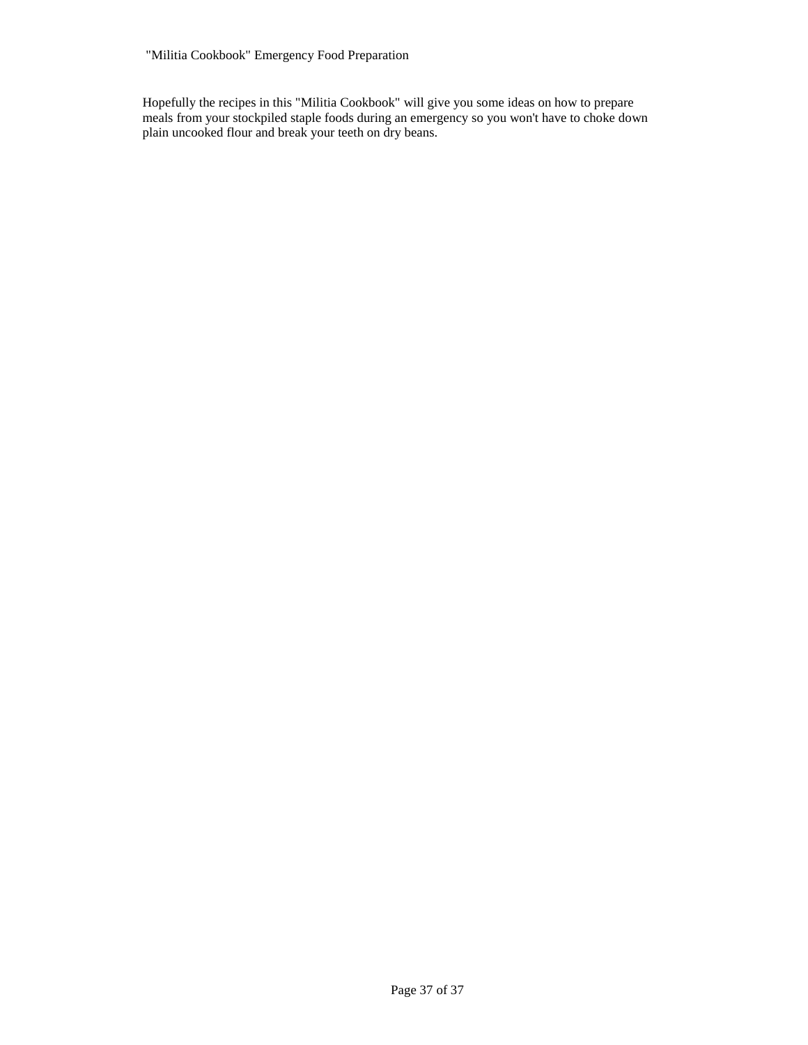Hopefully the recipes in this "Militia Cookbook" will give you some ideas on how to prepare meals from your stockpiled staple foods during an emergency so you won't have to choke down plain uncooked flour and break your teeth on dry beans.